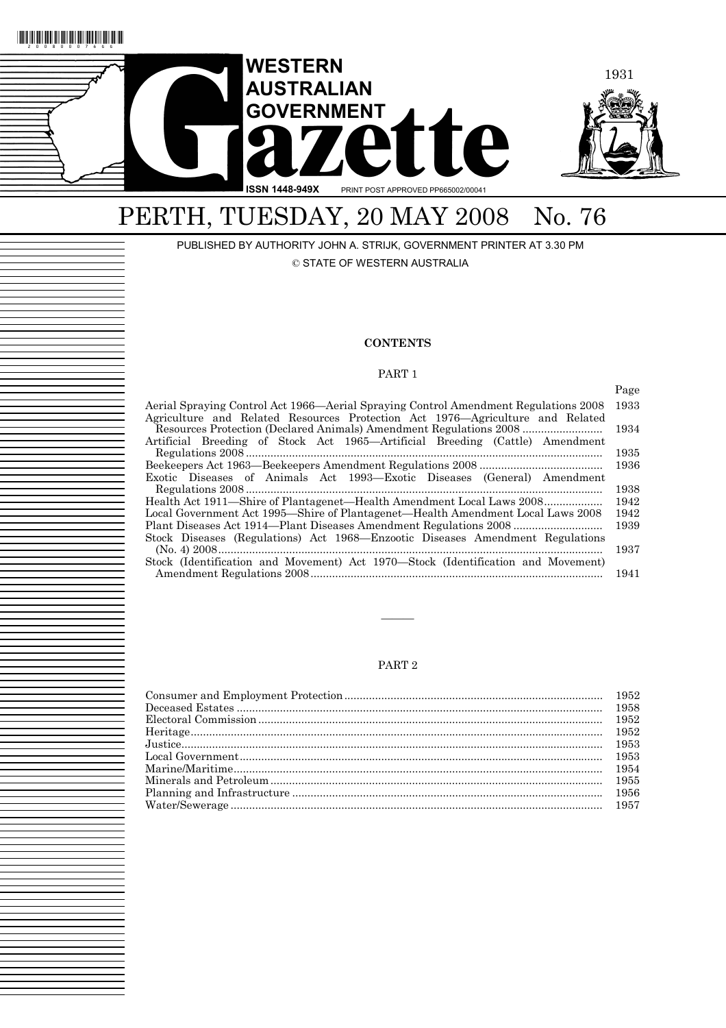# WESTERN AUSTRALIAN GOVERNMENT Gazette

ISSN 1448-949X PRINT POST APPROVED PP665002/00041

# PERTH, TUESDAY, 20 MAY 2008 No. 76

PUBLISHED BY AUTHORITY JOHN A. STRIJK, GOVERNMENT PRINTER AT 3.30 PM

© STATE OF WESTERN AUSTRALIA

**CONTENTS**

PART 1

| | Page |
|---|---|
| Aerial Spraying Control Act 1966—Aerial Spraying Control Amendment Regulations 2008 | 1933 |
| Agriculture and Related Resources Protection Act 1976—Agriculture and Related Resources Protection (Declared Animals) Amendment Regulations 2008 | 1934 |
| Artificial Breeding of Stock Act 1965—Artificial Breeding (Cattle) Amendment Regulations 2008 | 1935 |
| Beekeepers Act 1963—Beekeepers Amendment Regulations 2008 | 1936 |
| Exotic Diseases of Animals Act 1993—Exotic Diseases (General) Amendment Regulations 2008 | 1938 |
| Health Act 1911—Shire of Plantagenet—Health Amendment Local Laws 2008 | 1942 |
| Local Government Act 1995—Shire of Plantagenet—Health Amendment Local Laws 2008 | 1942 |
| Plant Diseases Act 1914—Plant Diseases Amendment Regulations 2008 | 1939 |
| Stock Diseases (Regulations) Act 1968—Enzootic Diseases Amendment Regulations (No. 4) 2008 | 1937 |
| Stock (Identification and Movement) Act 1970—Stock (Identification and Movement) Amendment Regulations 2008 | 1941 |

PART 2

| | |
|---|---|
| Consumer and Employment Protection | 1952 |
| Deceased Estates | 1958 |
| Electoral Commission | 1952 |
| Heritage | 1952 |
| Justice | 1953 |
| Local Government | 1953 |
| Marine/Maritime | 1954 |
| Minerals and Petroleum | 1955 |
| Planning and Infrastructure | 1956 |
| Water/Sewerage | 1957 |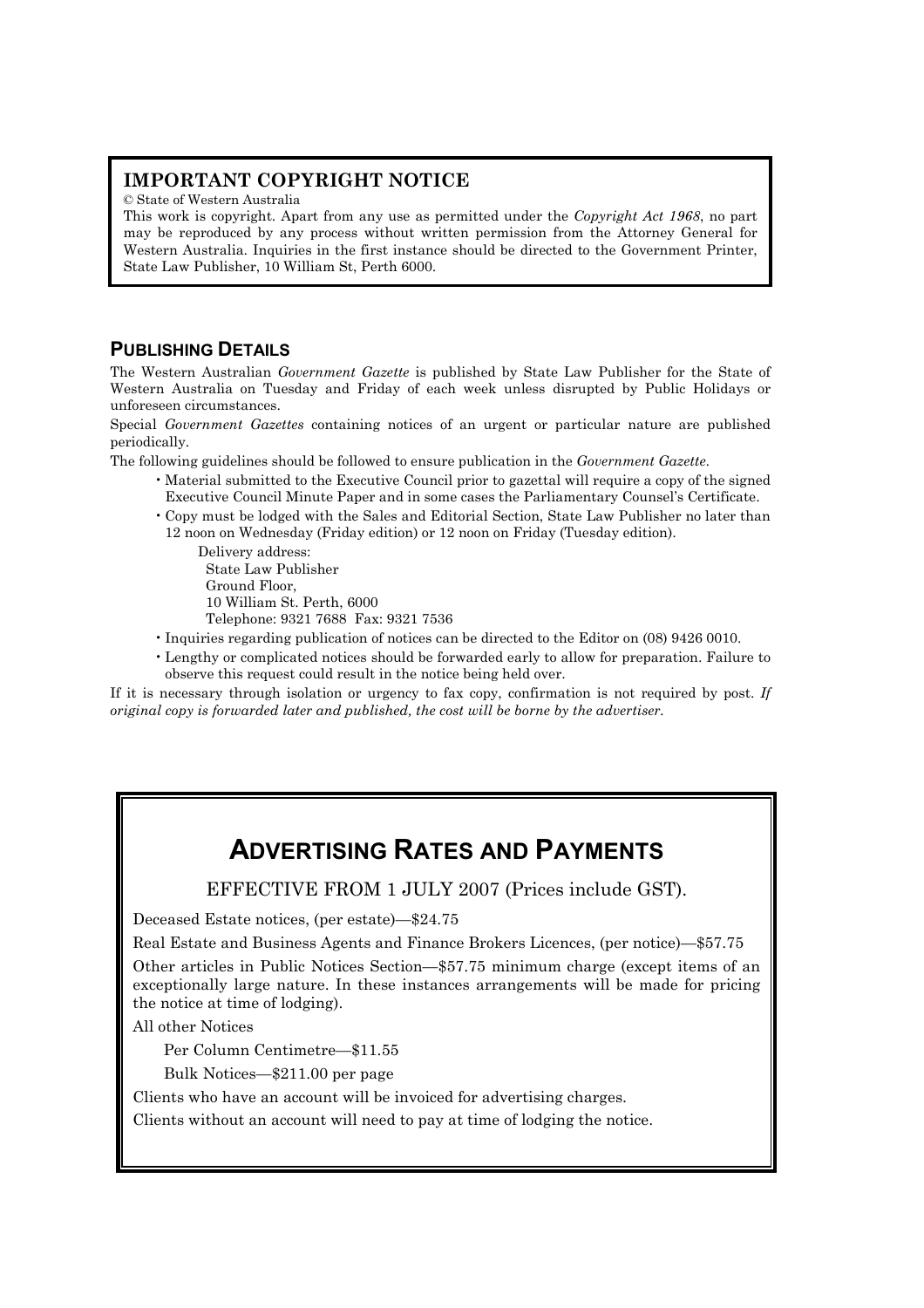## IMPORTANT COPYRIGHT NOTICE

© State of Western Australia

This work is copyright. Apart from any use as permitted under the *Copyright Act 1968*, no part may be reproduced by any process without written permission from the Attorney General for Western Australia. Inquiries in the first instance should be directed to the Government Printer, State Law Publisher, 10 William St, Perth 6000.

## PUBLISHING DETAILS

The Western Australian *Government Gazette* is published by State Law Publisher for the State of Western Australia on Tuesday and Friday of each week unless disrupted by Public Holidays or unforeseen circumstances.

Special *Government Gazettes* containing notices of an urgent or particular nature are published periodically.

The following guidelines should be followed to ensure publication in the *Government Gazette*.

- Material submitted to the Executive Council prior to gazettal will require a copy of the signed Executive Council Minute Paper and in some cases the Parliamentary Counsel's Certificate.
- Copy must be lodged with the Sales and Editorial Section, State Law Publisher no later than 12 noon on Wednesday (Friday edition) or 12 noon on Friday (Tuesday edition).

  Delivery address:
  State Law Publisher
  Ground Floor,
  10 William St. Perth, 6000
  Telephone: 9321 7688 Fax: 9321 7536
- Inquiries regarding publication of notices can be directed to the Editor on (08) 9426 0010.
- Lengthy or complicated notices should be forwarded early to allow for preparation. Failure to observe this request could result in the notice being held over.

If it is necessary through isolation or urgency to fax copy, confirmation is not required by post. *If original copy is forwarded later and published, the cost will be borne by the advertiser.*

## ADVERTISING RATES AND PAYMENTS

EFFECTIVE FROM 1 JULY 2007 (Prices include GST).

Deceased Estate notices, (per estate)—$24.75

Real Estate and Business Agents and Finance Brokers Licences, (per notice)—$57.75

Other articles in Public Notices Section—$57.75 minimum charge (except items of an exceptionally large nature. In these instances arrangements will be made for pricing the notice at time of lodging).

All other Notices

Per Column Centimetre—$11.55

Bulk Notices—$211.00 per page

Clients who have an account will be invoiced for advertising charges.

Clients without an account will need to pay at time of lodging the notice.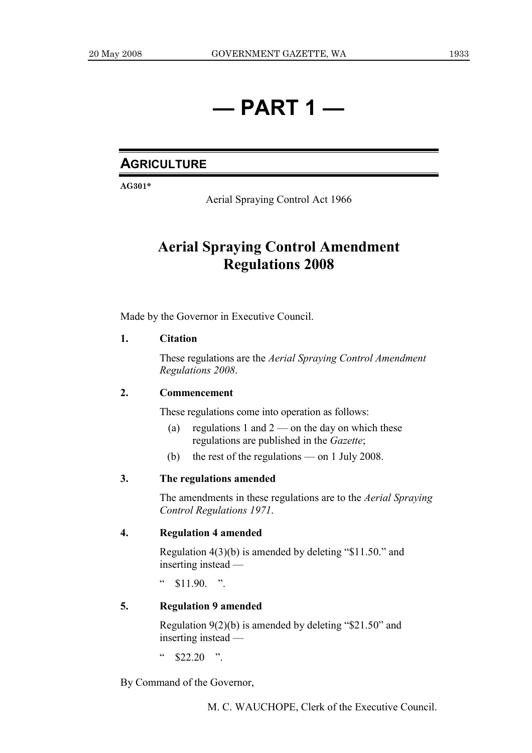# — PART 1 —

## AGRICULTURE

**AG301***

Aerial Spraying Control Act 1966

# Aerial Spraying Control Amendment Regulations 2008

Made by the Governor in Executive Council.

**1. Citation**

These regulations are the *Aerial Spraying Control Amendment Regulations 2008*.

**2. Commencement**

These regulations come into operation as follows:

(a) regulations 1 and 2 — on the day on which these regulations are published in the *Gazette*;

(b) the rest of the regulations — on 1 July 2008.

**3. The regulations amended**

The amendments in these regulations are to the *Aerial Spraying Control Regulations 1971*.

**4. Regulation 4 amended**

Regulation 4(3)(b) is amended by deleting "$11.50." and inserting instead —

" $11.90. ".

**5. Regulation 9 amended**

Regulation 9(2)(b) is amended by deleting "$21.50" and inserting instead —

" $22.20 ".

By Command of the Governor,

M. C. WAUCHOPE, Clerk of the Executive Council.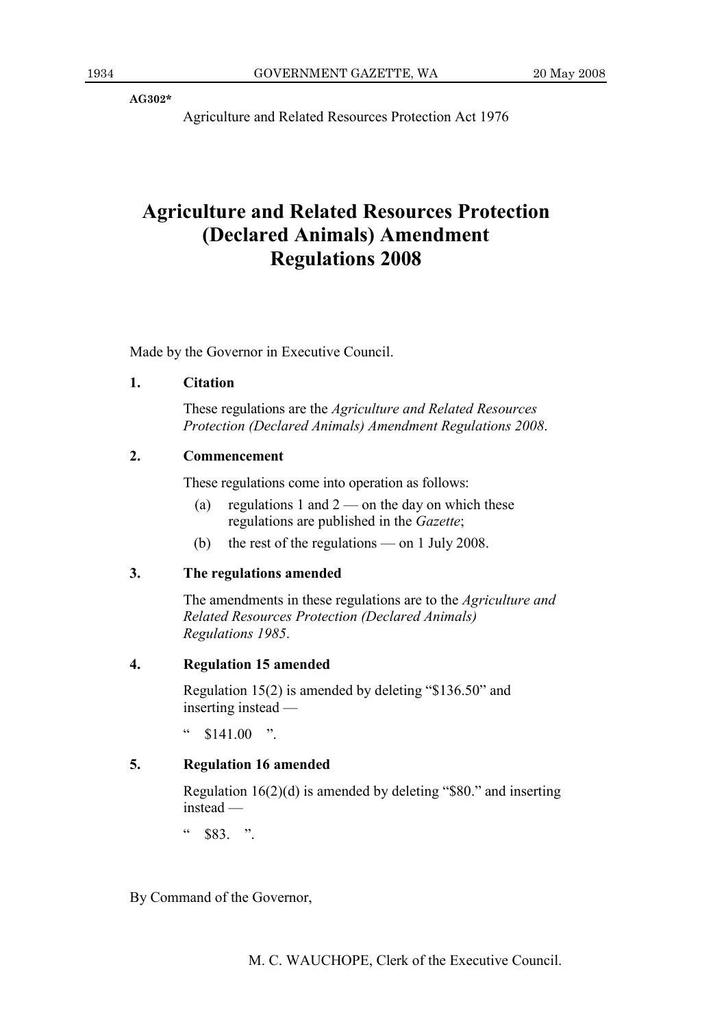**AG302***

Agriculture and Related Resources Protection Act 1976

# Agriculture and Related Resources Protection (Declared Animals) Amendment Regulations 2008

Made by the Governor in Executive Council.

**1. Citation**

These regulations are the *Agriculture and Related Resources Protection (Declared Animals) Amendment Regulations 2008*.

**2. Commencement**

These regulations come into operation as follows:

(a) regulations 1 and 2 — on the day on which these regulations are published in the *Gazette*;

(b) the rest of the regulations — on 1 July 2008.

**3. The regulations amended**

The amendments in these regulations are to the *Agriculture and Related Resources Protection (Declared Animals) Regulations 1985*.

**4. Regulation 15 amended**

Regulation 15(2) is amended by deleting "$136.50" and inserting instead —

" $141.00 ".

**5. Regulation 16 amended**

Regulation 16(2)(d) is amended by deleting "$80." and inserting instead —

" $83. ".

By Command of the Governor,

M. C. WAUCHOPE, Clerk of the Executive Council.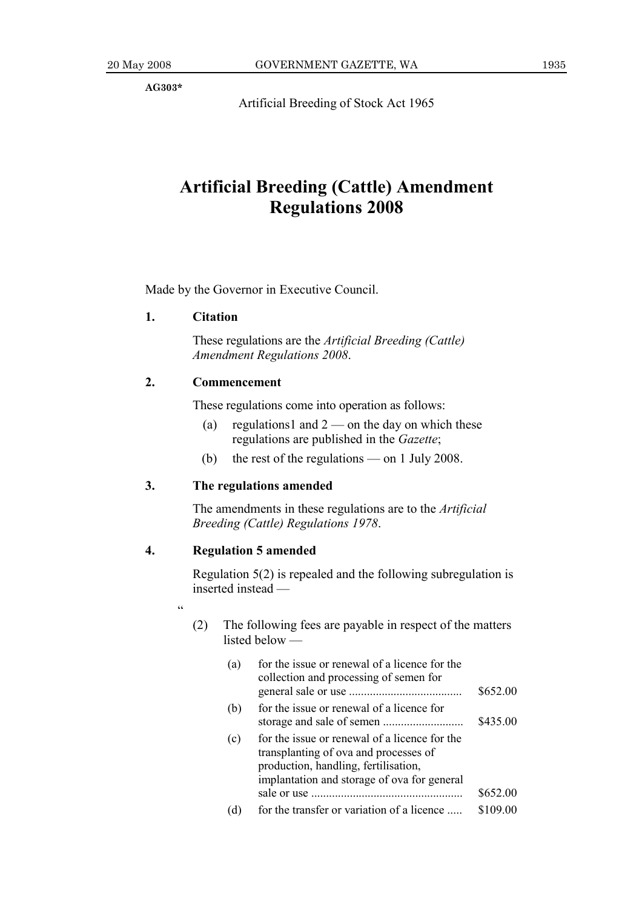AG303*

Artificial Breeding of Stock Act 1965

# Artificial Breeding (Cattle) Amendment Regulations 2008

Made by the Governor in Executive Council.

**1. Citation**

These regulations are the *Artificial Breeding (Cattle) Amendment Regulations 2008*.

**2. Commencement**

These regulations come into operation as follows:

(a) regulations1 and 2 — on the day on which these regulations are published in the *Gazette*;

(b) the rest of the regulations — on 1 July 2008.

**3. The regulations amended**

The amendments in these regulations are to the *Artificial Breeding (Cattle) Regulations 1978*.

**4. Regulation 5 amended**

Regulation 5(2) is repealed and the following subregulation is inserted instead —

"

(2) The following fees are payable in respect of the matters listed below —

| | | |
|---|---|---|
| (a) | for the issue or renewal of a licence for the collection and processing of semen for general sale or use ..................................... | $652.00 |
| (b) | for the issue or renewal of a licence for storage and sale of semen .......................... | $435.00 |
| (c) | for the issue or renewal of a licence for the transplanting of ova and processes of production, handling, fertilisation, implantation and storage of ova for general sale or use .................................................. | $652.00 |
| (d) | for the transfer or variation of a licence ..... | $109.00 |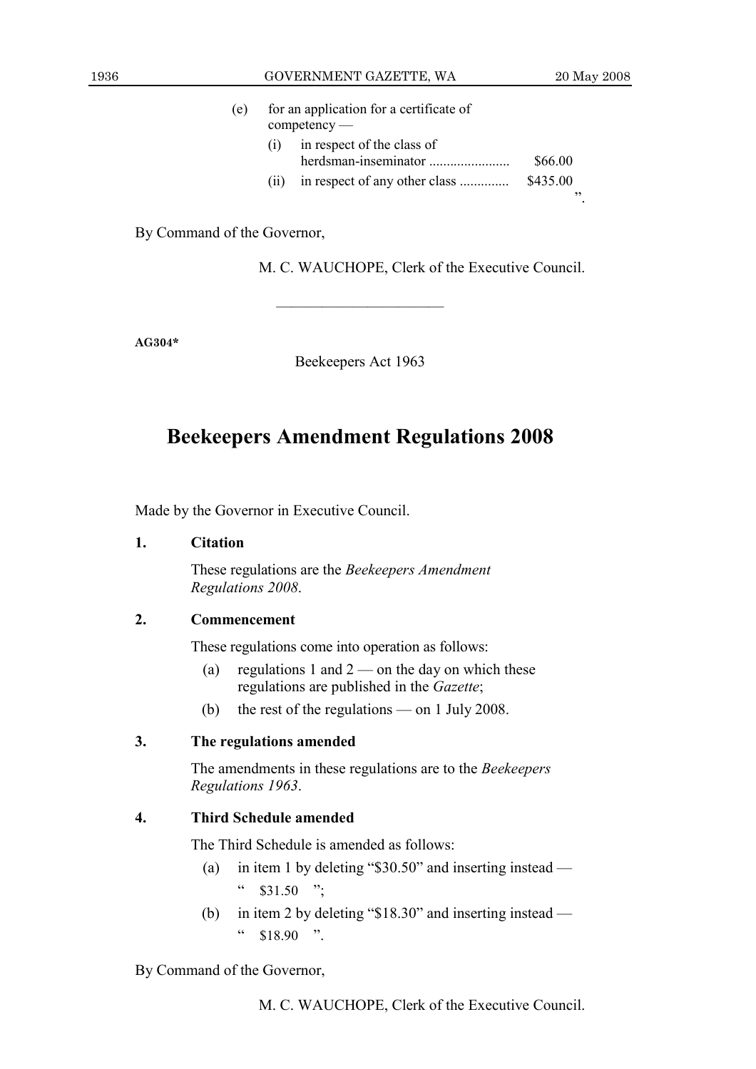(e) for an application for a certificate of competency —

(i) in respect of the class of herdsman-inseminator ...................... $66.00

(ii) in respect of any other class ............. $435.00

”.

By Command of the Governor,

M. C. WAUCHOPE, Clerk of the Executive Council.

---

**AG304***

Beekeepers Act 1963

# Beekeepers Amendment Regulations 2008

Made by the Governor in Executive Council.

**1. Citation**

These regulations are the *Beekeepers Amendment Regulations 2008*.

**2. Commencement**

These regulations come into operation as follows:

(a) regulations 1 and 2 — on the day on which these regulations are published in the *Gazette*;

(b) the rest of the regulations — on 1 July 2008.

**3. The regulations amended**

The amendments in these regulations are to the *Beekeepers Regulations 1963*.

**4. Third Schedule amended**

The Third Schedule is amended as follows:

(a) in item 1 by deleting “$30.50” and inserting instead —

“ $31.50 ”;

(b) in item 2 by deleting “$18.30” and inserting instead —

“ $18.90 ”.

By Command of the Governor,

M. C. WAUCHOPE, Clerk of the Executive Council.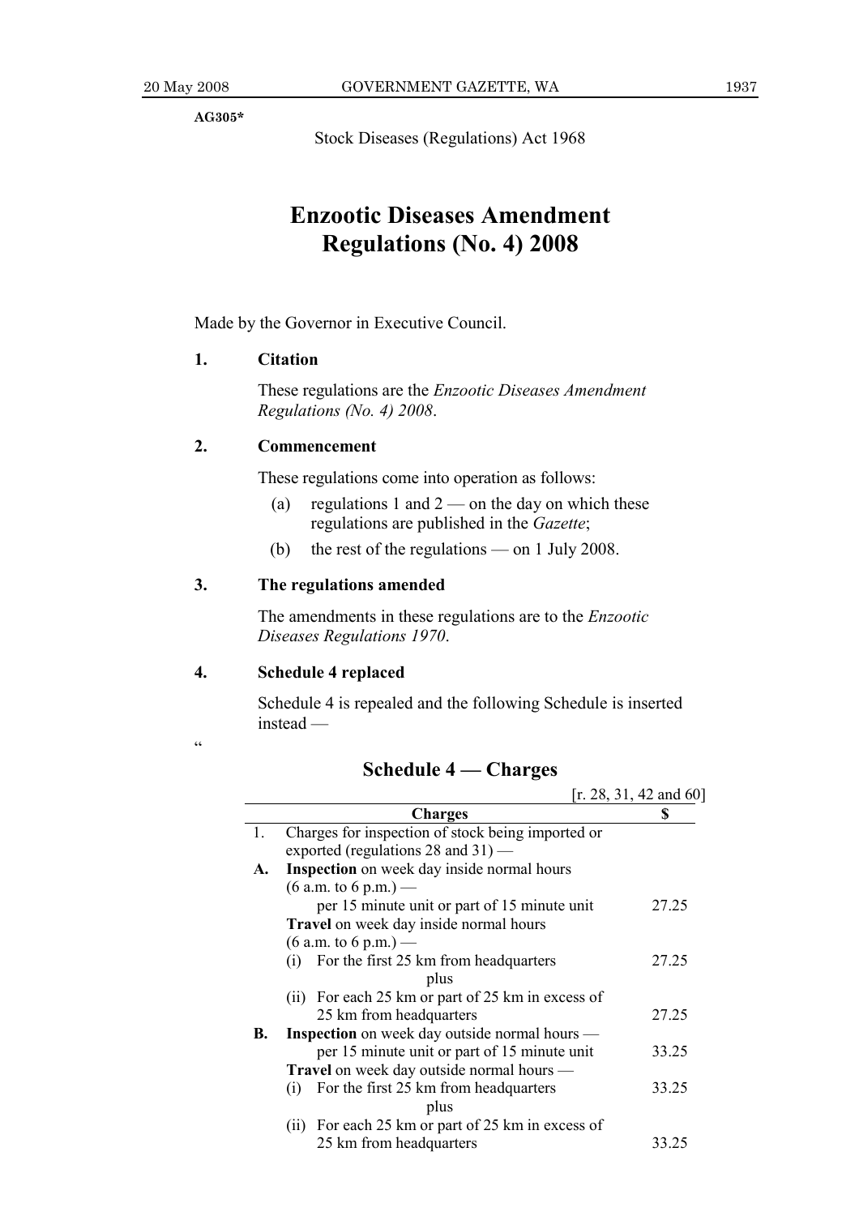AG305*

Stock Diseases (Regulations) Act 1968

# Enzootic Diseases Amendment Regulations (No. 4) 2008

Made by the Governor in Executive Council.

**1. Citation**

These regulations are the *Enzootic Diseases Amendment Regulations (No. 4) 2008*.

**2. Commencement**

These regulations come into operation as follows:

(a) regulations 1 and 2 — on the day on which these regulations are published in the *Gazette*;

(b) the rest of the regulations — on 1 July 2008.

**3. The regulations amended**

The amendments in these regulations are to the *Enzootic Diseases Regulations 1970*.

**4. Schedule 4 replaced**

Schedule 4 is repealed and the following Schedule is inserted instead —

"

## Schedule 4 — Charges

[r. 28, 31, 42 and 60]

| | Charges | $ |
|---|---|---|
| 1. | Charges for inspection of stock being imported or exported (regulations 28 and 31) — | |
| **A.** | **Inspection** on week day inside normal hours (6 a.m. to 6 p.m.) — per 15 minute unit or part of 15 minute unit | 27.25 |
| | **Travel** on week day inside normal hours (6 a.m. to 6 p.m.) — | |
| | (i) For the first 25 km from headquarters plus | 27.25 |
| | (ii) For each 25 km or part of 25 km in excess of 25 km from headquarters | 27.25 |
| **B.** | **Inspection** on week day outside normal hours — per 15 minute unit or part of 15 minute unit | 33.25 |
| | **Travel** on week day outside normal hours — | |
| | (i) For the first 25 km from headquarters plus | 33.25 |
| | (ii) For each 25 km or part of 25 km in excess of 25 km from headquarters | 33.25 |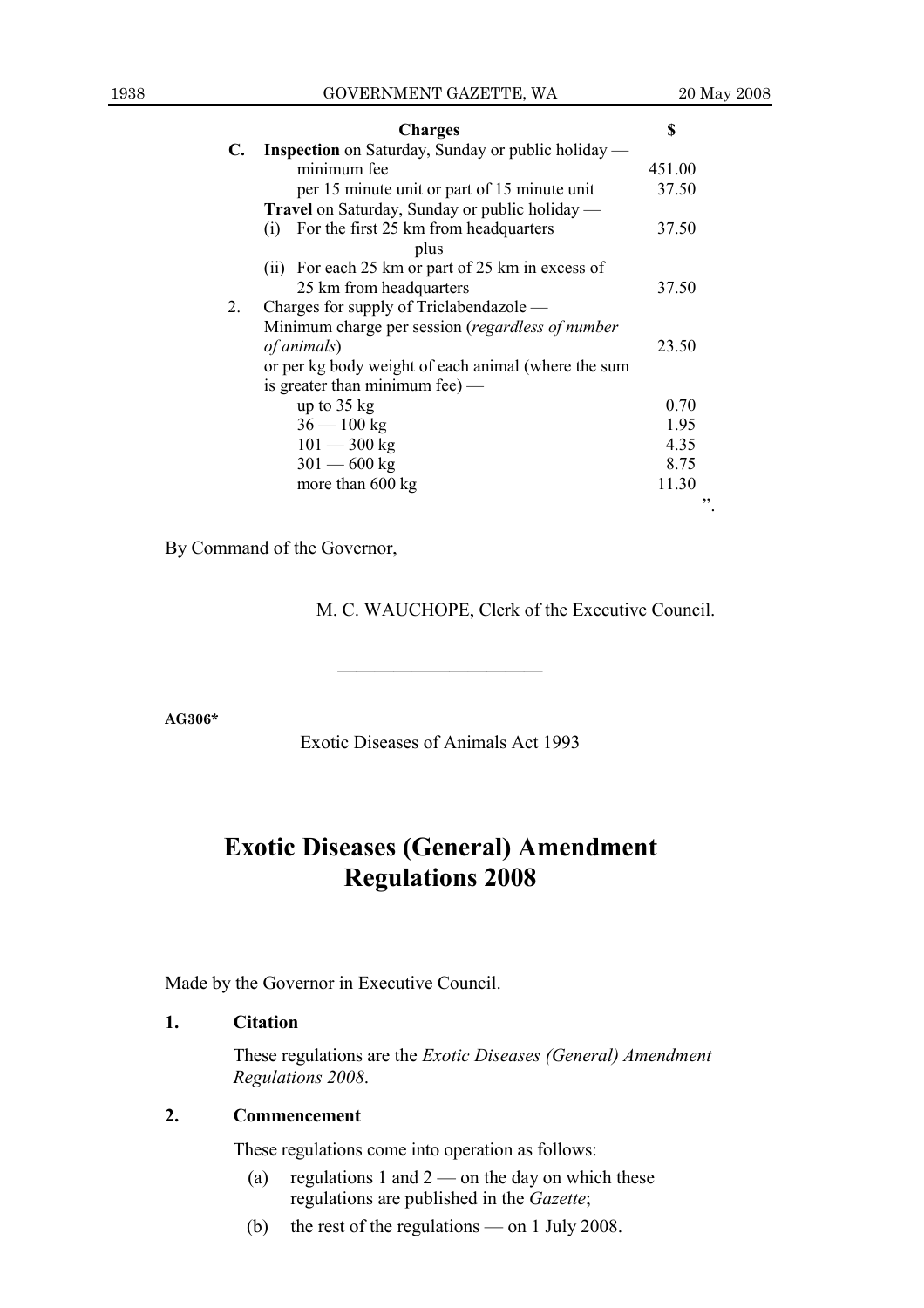|  | Charges | $ |
|---|---|---|
| C. | **Inspection** on Saturday, Sunday or public holiday — |  |
|  | minimum fee | 451.00 |
|  | per 15 minute unit or part of 15 minute unit | 37.50 |
|  | **Travel** on Saturday, Sunday or public holiday — |  |
|  | (i) For the first 25 km from headquarters plus | 37.50 |
|  | (ii) For each 25 km or part of 25 km in excess of 25 km from headquarters | 37.50 |
| 2. | Charges for supply of Triclabendazole — |  |
|  | Minimum charge per session (*regardless of number of animals*) | 23.50 |
|  | or per kg body weight of each animal (where the sum is greater than minimum fee) — |  |
|  | up to 35 kg | 0.70 |
|  | 36 — 100 kg | 1.95 |
|  | 101 — 300 kg | 4.35 |
|  | 301 — 600 kg | 8.75 |
|  | more than 600 kg | 11.30 |

”.

By Command of the Governor,

M. C. WAUCHOPE, Clerk of the Executive Council.

---

**AG306***

Exotic Diseases of Animals Act 1993

# Exotic Diseases (General) Amendment Regulations 2008

Made by the Governor in Executive Council.

**1. Citation**

These regulations are the *Exotic Diseases (General) Amendment Regulations 2008*.

**2. Commencement**

These regulations come into operation as follows:

(a) regulations 1 and 2 — on the day on which these regulations are published in the *Gazette*;

(b) the rest of the regulations — on 1 July 2008.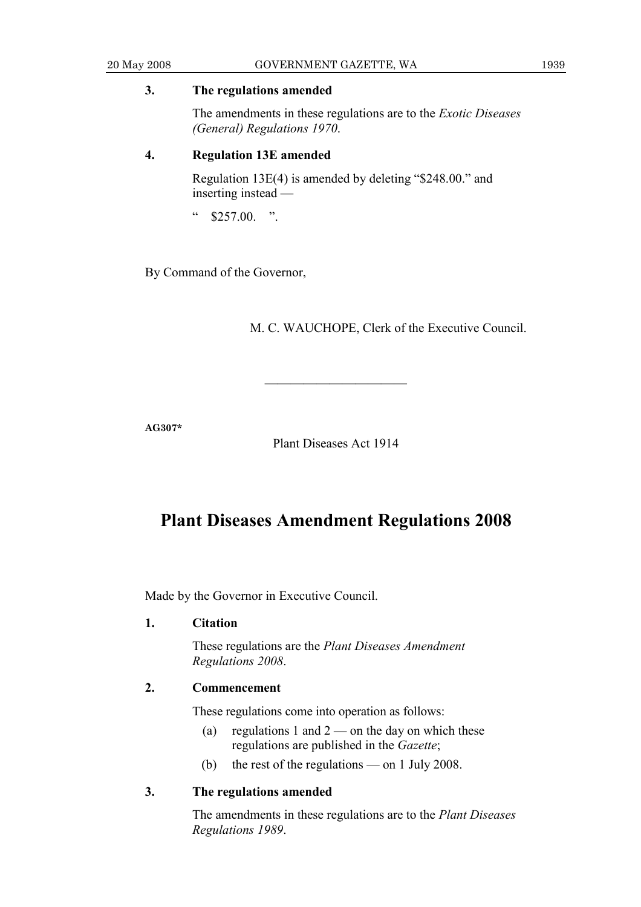**3. The regulations amended**

The amendments in these regulations are to the *Exotic Diseases (General) Regulations 1970*.

**4. Regulation 13E amended**

Regulation 13E(4) is amended by deleting "$248.00." and inserting instead —

" $257.00. ".

By Command of the Governor,

M. C. WAUCHOPE, Clerk of the Executive Council.

---

**AG307***

Plant Diseases Act 1914

# Plant Diseases Amendment Regulations 2008

Made by the Governor in Executive Council.

**1. Citation**

These regulations are the *Plant Diseases Amendment Regulations 2008*.

**2. Commencement**

These regulations come into operation as follows:

(a) regulations 1 and 2 — on the day on which these regulations are published in the *Gazette*;

(b) the rest of the regulations — on 1 July 2008.

**3. The regulations amended**

The amendments in these regulations are to the *Plant Diseases Regulations 1989*.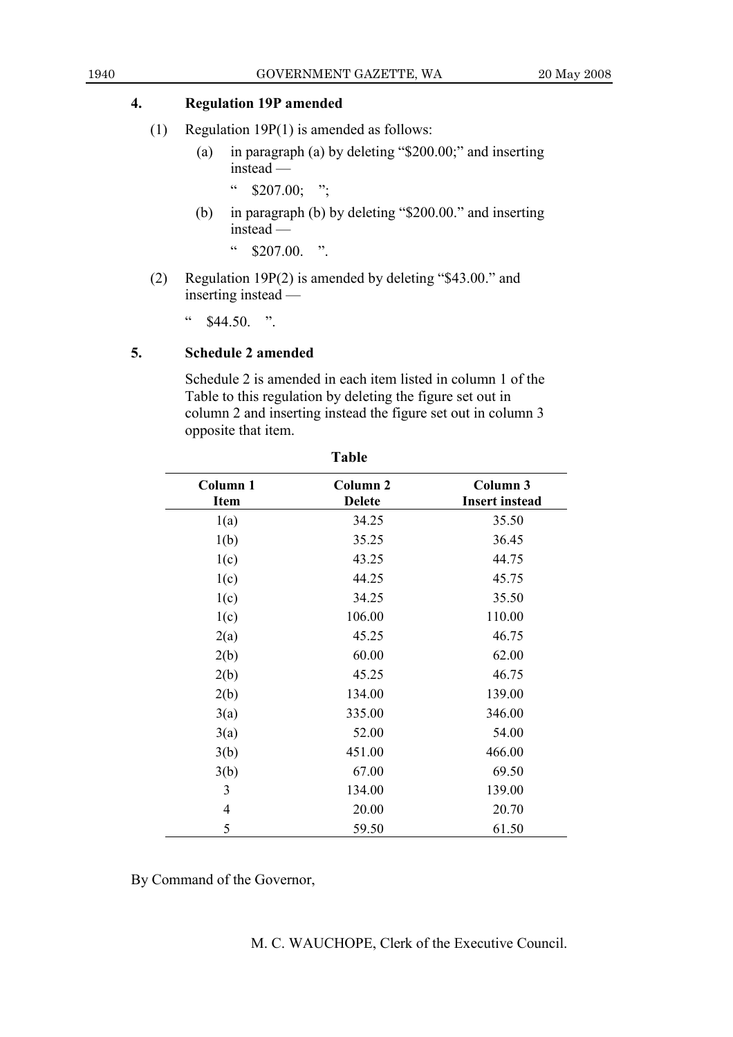## 4. Regulation 19P amended

(1) Regulation 19P(1) is amended as follows:

(a) in paragraph (a) by deleting "$200.00;" and inserting instead —

" $207.00; ";

(b) in paragraph (b) by deleting "$200.00." and inserting instead —

" $207.00. ".

(2) Regulation 19P(2) is amended by deleting "$43.00." and inserting instead —

" $44.50. ".

## 5. Schedule 2 amended

Schedule 2 is amended in each item listed in column 1 of the Table to this regulation by deleting the figure set out in column 2 and inserting instead the figure set out in column 3 opposite that item.

**Table**

| Column 1<br>Item | Column 2<br>Delete | Column 3<br>Insert instead |
|---|---|---|
| 1(a) | 34.25 | 35.50 |
| 1(b) | 35.25 | 36.45 |
| 1(c) | 43.25 | 44.75 |
| 1(c) | 44.25 | 45.75 |
| 1(c) | 34.25 | 35.50 |
| 1(c) | 106.00 | 110.00 |
| 2(a) | 45.25 | 46.75 |
| 2(b) | 60.00 | 62.00 |
| 2(b) | 45.25 | 46.75 |
| 2(b) | 134.00 | 139.00 |
| 3(a) | 335.00 | 346.00 |
| 3(a) | 52.00 | 54.00 |
| 3(b) | 451.00 | 466.00 |
| 3(b) | 67.00 | 69.50 |
| 3 | 134.00 | 139.00 |
| 4 | 20.00 | 20.70 |
| 5 | 59.50 | 61.50 |

By Command of the Governor,

M. C. WAUCHOPE, Clerk of the Executive Council.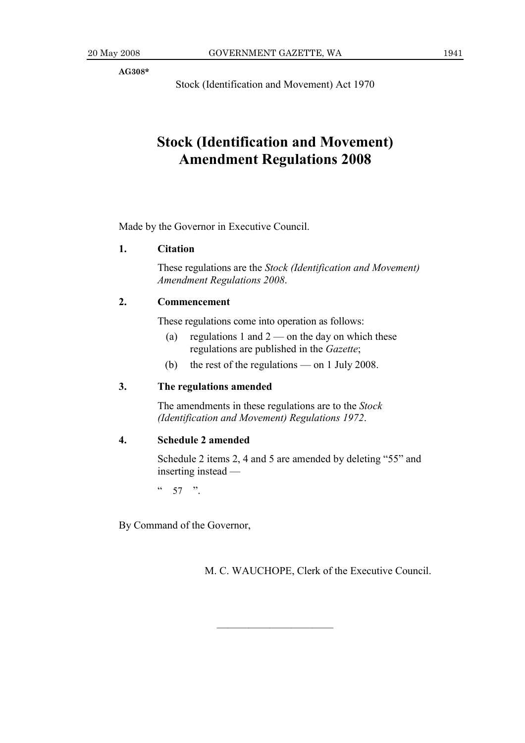**AG308***

Stock (Identification and Movement) Act 1970

# Stock (Identification and Movement) Amendment Regulations 2008

Made by the Governor in Executive Council.

**1. Citation**

These regulations are the *Stock (Identification and Movement) Amendment Regulations 2008*.

**2. Commencement**

These regulations come into operation as follows:

(a) regulations 1 and 2 — on the day on which these regulations are published in the *Gazette*;

(b) the rest of the regulations — on 1 July 2008.

**3. The regulations amended**

The amendments in these regulations are to the *Stock (Identification and Movement) Regulations 1972*.

**4. Schedule 2 amended**

Schedule 2 items 2, 4 and 5 are amended by deleting "55" and inserting instead —

" 57 ".

By Command of the Governor,

M. C. WAUCHOPE, Clerk of the Executive Council.

---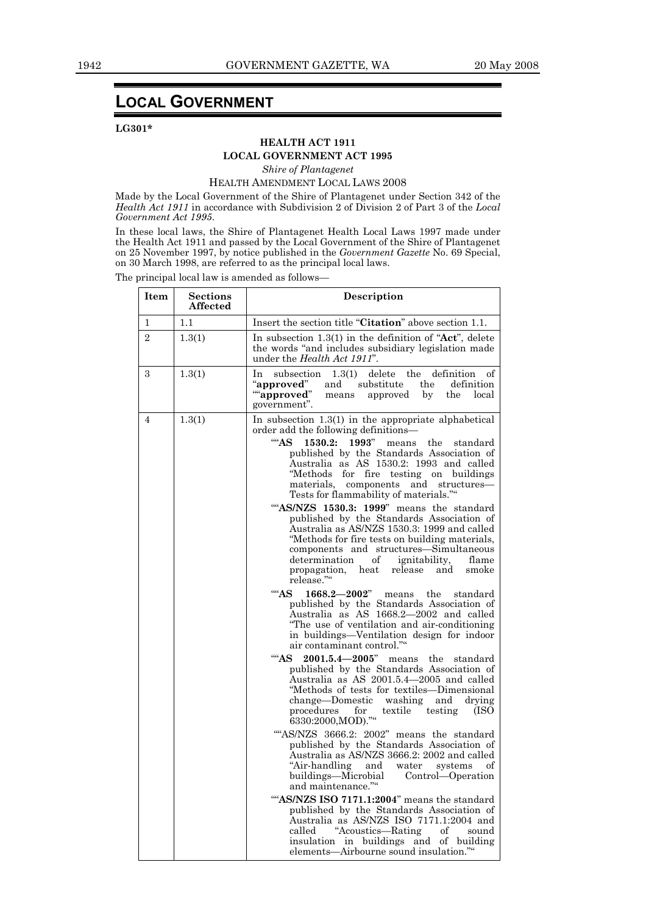# LOCAL GOVERNMENT

**LG301***

**HEALTH ACT 1911**
**LOCAL GOVERNMENT ACT 1995**

*Shire of Plantagenet*

HEALTH AMENDMENT LOCAL LAWS 2008

Made by the Local Government of the Shire of Plantagenet under Section 342 of the *Health Act 1911* in accordance with Subdivision 2 of Division 2 of Part 3 of the *Local Government Act 1995*.

In these local laws, the Shire of Plantagenet Health Local Laws 1997 made under the Health Act 1911 and passed by the Local Government of the Shire of Plantagenet on 25 November 1997, by notice published in the *Government Gazette* No. 69 Special, on 30 March 1998, are referred to as the principal local laws.

The principal local law is amended as follows—

| Item | Sections Affected | Description |
|---|---|---|
| 1 | 1.1 | Insert the section title "**Citation**" above section 1.1. |
| 2 | 1.3(1) | In subsection 1.3(1) in the definition of "**Act**", delete the words "and includes subsidiary legislation made under the *Health Act 1911*". |
| 3 | 1.3(1) | In subsection 1.3(1) delete the definition of "**approved**" and substitute the definition ""**approved**" means approved by the local government". |
| 4 | 1.3(1) | In subsection 1.3(1) in the appropriate alphabetical order add the following definitions— ""**AS 1530.2: 1993**" means the standard published by the Standards Association of Australia as AS 1530.2: 1993 and called "Methods for fire testing on buildings materials, components and structures—Tests for flammability of materials."" ""**AS/NZS 1530.3: 1999**" means the standard published by the Standards Association of Australia as AS/NZS 1530.3: 1999 and called "Methods for fire tests on building materials, components and structures—Simultaneous determination of ignitability, flame propagation, heat release and smoke release."" ""**AS 1668.2—2002**" means the standard published by the Standards Association of Australia as AS 1668.2—2002 and called "The use of ventilation and air-conditioning in buildings—Ventilation design for indoor air contaminant control."" ""**AS 2001.5.4—2005**" means the standard published by the Standards Association of Australia as AS 2001.5.4—2005 and called "Methods of tests for textiles—Dimensional change—Domestic washing and drying procedures for textile testing (ISO 6330:2000,MOD)."" ""AS/NZS 3666.2: 2002" means the standard published by the Standards Association of Australia as AS/NZS 3666.2: 2002 and called "Air-handling and water systems of buildings—Microbial Control—Operation and maintenance."" ""**AS/NZS ISO 7171.1:2004**" means the standard published by the Standards Association of Australia as AS/NZS ISO 7171.1:2004 and called "Acoustics—Rating of sound insulation in buildings and of building elements—Airbourne sound insulation."" |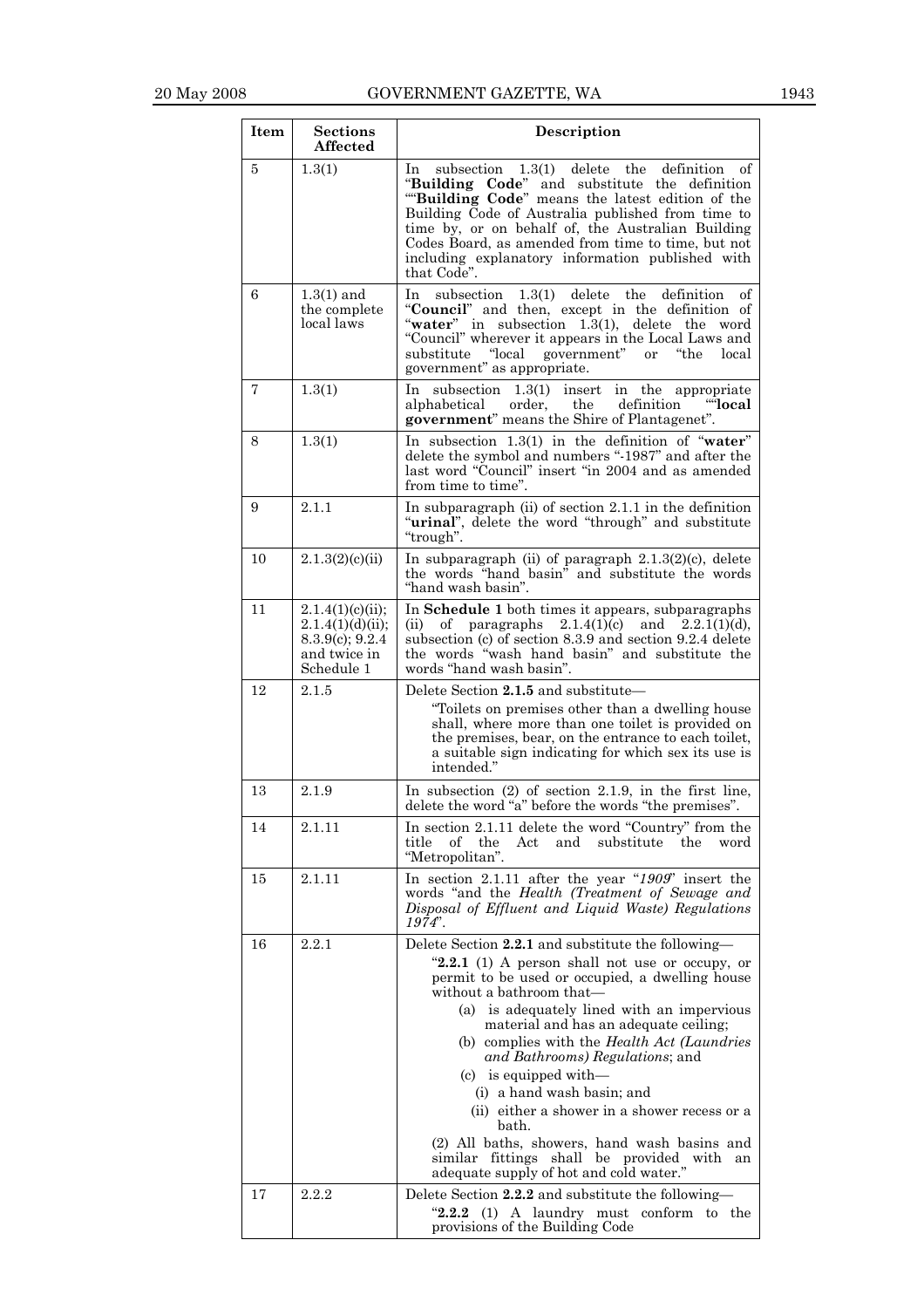| Item | Sections Affected | Description |
|---|---|---|
| 5 | 1.3(1) | In subsection 1.3(1) delete the definition of "**Building Code**" and substitute the definition ""**Building Code**" means the latest edition of the Building Code of Australia published from time to time by, or on behalf of, the Australian Building Codes Board, as amended from time to time, but not including explanatory information published with that Code". |
| 6 | 1.3(1) and the complete local laws | In subsection 1.3(1) delete the definition of "**Council**" and then, except in the definition of "**water**" in subsection 1.3(1), delete the word "Council" wherever it appears in the Local Laws and substitute "local government" or "the local government" as appropriate. |
| 7 | 1.3(1) | In subsection 1.3(1) insert in the appropriate alphabetical order, the definition ""**local government**" means the Shire of Plantagenet". |
| 8 | 1.3(1) | In subsection 1.3(1) in the definition of "**water**" delete the symbol and numbers "-1987" and after the last word "Council" insert "in 2004 and as amended from time to time". |
| 9 | 2.1.1 | In subparagraph (ii) of section 2.1.1 in the definition "**urinal**", delete the word "through" and substitute "trough". |
| 10 | 2.1.3(2)(c)(ii) | In subparagraph (ii) of paragraph 2.1.3(2)(c), delete the words "hand basin" and substitute the words "hand wash basin". |
| 11 | 2.1.4(1)(c)(ii); 2.1.4(1)(d)(ii); 8.3.9(c); 9.2.4 and twice in Schedule 1 | In **Schedule 1** both times it appears, subparagraphs (ii) of paragraphs 2.1.4(1)(c) and 2.2.1(1)(d), subsection (c) of section 8.3.9 and section 9.2.4 delete the words "wash hand basin" and substitute the words "hand wash basin". |
| 12 | 2.1.5 | Delete Section **2.1.5** and substitute— "Toilets on premises other than a dwelling house shall, where more than one toilet is provided on the premises, bear, on the entrance to each toilet, a suitable sign indicating for which sex its use is intended." |
| 13 | 2.1.9 | In subsection (2) of section 2.1.9, in the first line, delete the word "a" before the words "the premises". |
| 14 | 2.1.11 | In section 2.1.11 delete the word "Country" from the title of the Act and substitute the word "Metropolitan". |
| 15 | 2.1.11 | In section 2.1.11 after the year "*1909*" insert the words "and the *Health (Treatment of Sewage and Disposal of Effluent and Liquid Waste) Regulations 1974*". |
| 16 | 2.2.1 | Delete Section **2.2.1** and substitute the following— "**2.2.1** (1) A person shall not use or occupy, or permit to be used or occupied, a dwelling house without a bathroom that— (a) is adequately lined with an impervious material and has an adequate ceiling; (b) complies with the *Health Act (Laundries and Bathrooms) Regulations*; and (c) is equipped with— (i) a hand wash basin; and (ii) either a shower in a shower recess or a bath. (2) All baths, showers, hand wash basins and similar fittings shall be provided with an adequate supply of hot and cold water." |
| 17 | 2.2.2 | Delete Section **2.2.2** and substitute the following— "**2.2.2** (1) A laundry must conform to the provisions of the Building Code |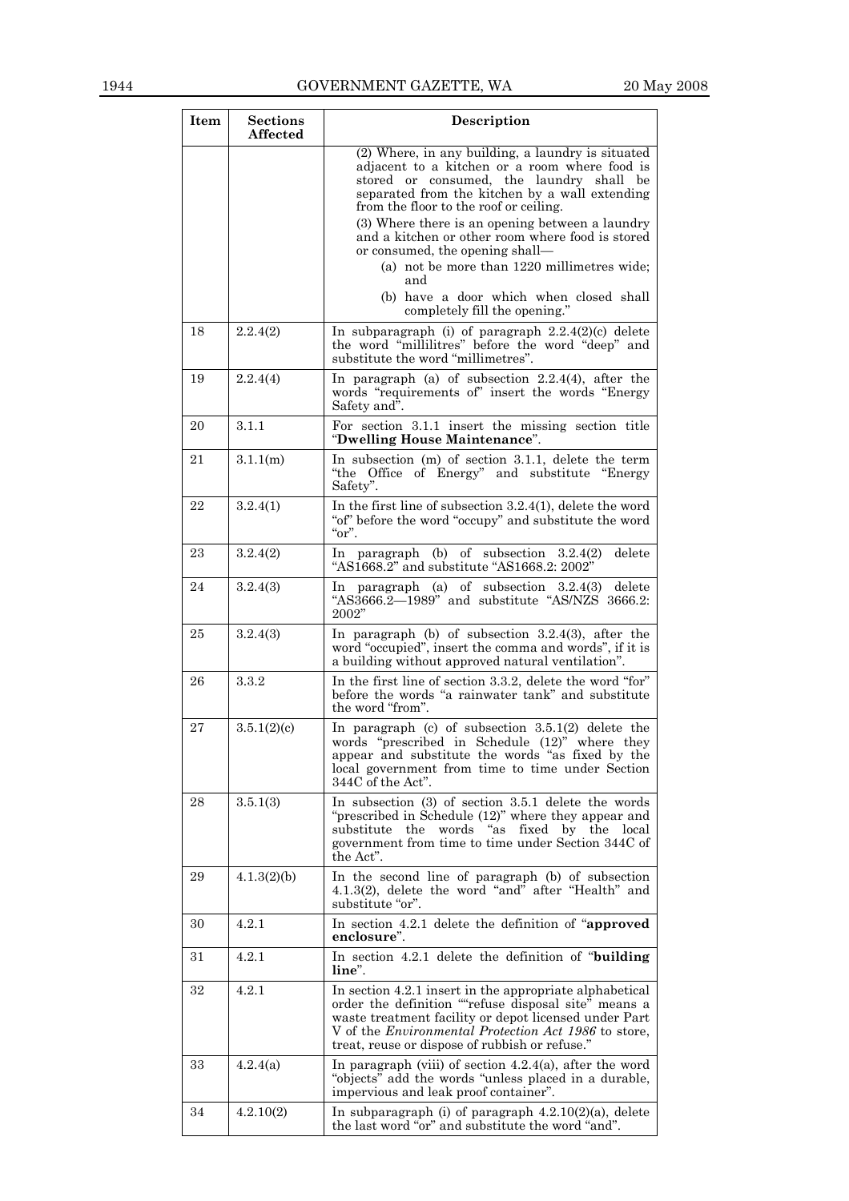| Item | Sections Affected | Description |
|---|---|---|
| | | (2) Where, in any building, a laundry is situated adjacent to a kitchen or a room where food is stored or consumed, the laundry shall be separated from the kitchen by a wall extending from the floor to the roof or ceiling. (3) Where there is an opening between a laundry and a kitchen or other room where food is stored or consumed, the opening shall— (a) not be more than 1220 millimetres wide; and (b) have a door which when closed shall completely fill the opening." |
| 18 | 2.2.4(2) | In subparagraph (i) of paragraph 2.2.4(2)(c) delete the word "millilitres" before the word "deep" and substitute the word "millimetres". |
| 19 | 2.2.4(4) | In paragraph (a) of subsection 2.2.4(4), after the words "requirements of" insert the words "Energy Safety and". |
| 20 | 3.1.1 | For section 3.1.1 insert the missing section title "**Dwelling House Maintenance**". |
| 21 | 3.1.1(m) | In subsection (m) of section 3.1.1, delete the term "the Office of Energy" and substitute "Energy Safety". |
| 22 | 3.2.4(1) | In the first line of subsection 3.2.4(1), delete the word "of" before the word "occupy" and substitute the word "or". |
| 23 | 3.2.4(2) | In paragraph (b) of subsection 3.2.4(2) delete "AS1668.2" and substitute "AS1668.2: 2002" |
| 24 | 3.2.4(3) | In paragraph (a) of subsection 3.2.4(3) delete "AS3666.2—1989" and substitute "AS/NZS 3666.2: 2002" |
| 25 | 3.2.4(3) | In paragraph (b) of subsection 3.2.4(3), after the word "occupied", insert the comma and words", if it is a building without approved natural ventilation". |
| 26 | 3.3.2 | In the first line of section 3.3.2, delete the word "for" before the words "a rainwater tank" and substitute the word "from". |
| 27 | 3.5.1(2)(c) | In paragraph (c) of subsection 3.5.1(2) delete the words "prescribed in Schedule (12)" where they appear and substitute the words "as fixed by the local government from time to time under Section 344C of the Act". |
| 28 | 3.5.1(3) | In subsection (3) of section 3.5.1 delete the words "prescribed in Schedule (12)" where they appear and substitute the words "as fixed by the local government from time to time under Section 344C of the Act". |
| 29 | 4.1.3(2)(b) | In the second line of paragraph (b) of subsection 4.1.3(2), delete the word "and" after "Health" and substitute "or". |
| 30 | 4.2.1 | In section 4.2.1 delete the definition of "**approved enclosure**". |
| 31 | 4.2.1 | In section 4.2.1 delete the definition of "**building line**". |
| 32 | 4.2.1 | In section 4.2.1 insert in the appropriate alphabetical order the definition ""refuse disposal site" means a waste treatment facility or depot licensed under Part V of the *Environmental Protection Act 1986* to store, treat, reuse or dispose of rubbish or refuse." |
| 33 | 4.2.4(a) | In paragraph (viii) of section 4.2.4(a), after the word "objects" add the words "unless placed in a durable, impervious and leak proof container". |
| 34 | 4.2.10(2) | In subparagraph (i) of paragraph 4.2.10(2)(a), delete the last word "or" and substitute the word "and". |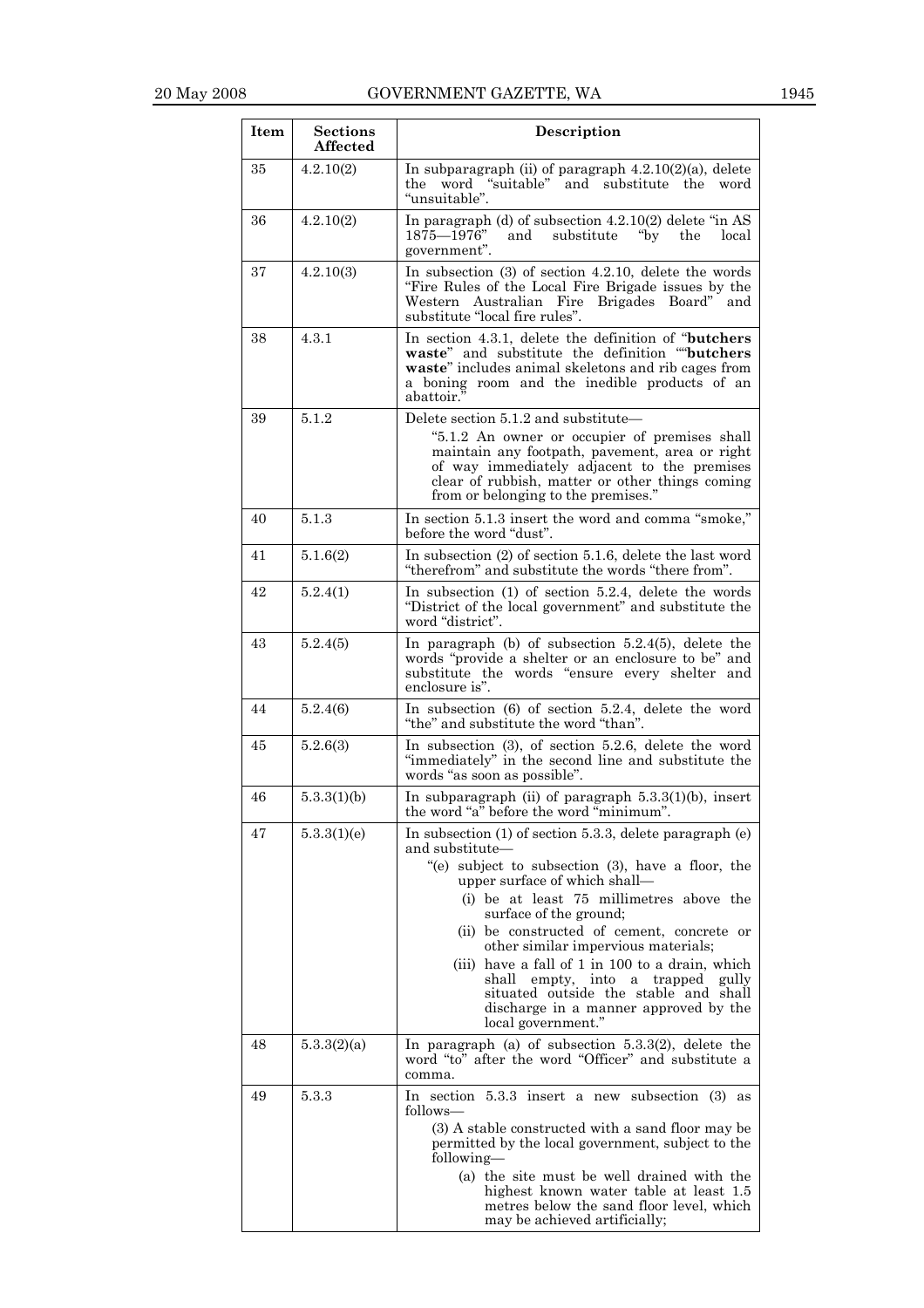| Item | Sections Affected | Description |
|---|---|---|
| 35 | 4.2.10(2) | In subparagraph (ii) of paragraph 4.2.10(2)(a), delete the word "suitable" and substitute the word "unsuitable". |
| 36 | 4.2.10(2) | In paragraph (d) of subsection 4.2.10(2) delete "in AS 1875—1976" and substitute "by the local government". |
| 37 | 4.2.10(3) | In subsection (3) of section 4.2.10, delete the words "Fire Rules of the Local Fire Brigade issues by the Western Australian Fire Brigades Board" and substitute "local fire rules". |
| 38 | 4.3.1 | In section 4.3.1, delete the definition of "**butchers waste**" and substitute the definition ""**butchers waste**" includes animal skeletons and rib cages from a boning room and the inedible products of an abattoir." |
| 39 | 5.1.2 | Delete section 5.1.2 and substitute— "5.1.2 An owner or occupier of premises shall maintain any footpath, pavement, area or right of way immediately adjacent to the premises clear of rubbish, matter or other things coming from or belonging to the premises." |
| 40 | 5.1.3 | In section 5.1.3 insert the word and comma "smoke," before the word "dust". |
| 41 | 5.1.6(2) | In subsection (2) of section 5.1.6, delete the last word "therefrom" and substitute the words "there from". |
| 42 | 5.2.4(1) | In subsection (1) of section 5.2.4, delete the words "District of the local government" and substitute the word "district". |
| 43 | 5.2.4(5) | In paragraph (b) of subsection 5.2.4(5), delete the words "provide a shelter or an enclosure to be" and substitute the words "ensure every shelter and enclosure is". |
| 44 | 5.2.4(6) | In subsection (6) of section 5.2.4, delete the word "the" and substitute the word "than". |
| 45 | 5.2.6(3) | In subsection (3), of section 5.2.6, delete the word "immediately" in the second line and substitute the words "as soon as possible". |
| 46 | 5.3.3(1)(b) | In subparagraph (ii) of paragraph 5.3.3(1)(b), insert the word "a" before the word "minimum". |
| 47 | 5.3.3(1)(e) | In subsection (1) of section 5.3.3, delete paragraph (e) and substitute— "(e) subject to subsection (3), have a floor, the upper surface of which shall— (i) be at least 75 millimetres above the surface of the ground; (ii) be constructed of cement, concrete or other similar impervious materials; (iii) have a fall of 1 in 100 to a drain, which shall empty, into a trapped gully situated outside the stable and shall discharge in a manner approved by the local government." |
| 48 | 5.3.3(2)(a) | In paragraph (a) of subsection 5.3.3(2), delete the word "to" after the word "Officer" and substitute a comma. |
| 49 | 5.3.3 | In section 5.3.3 insert a new subsection (3) as follows— (3) A stable constructed with a sand floor may be permitted by the local government, subject to the following— (a) the site must be well drained with the highest known water table at least 1.5 metres below the sand floor level, which may be achieved artificially; |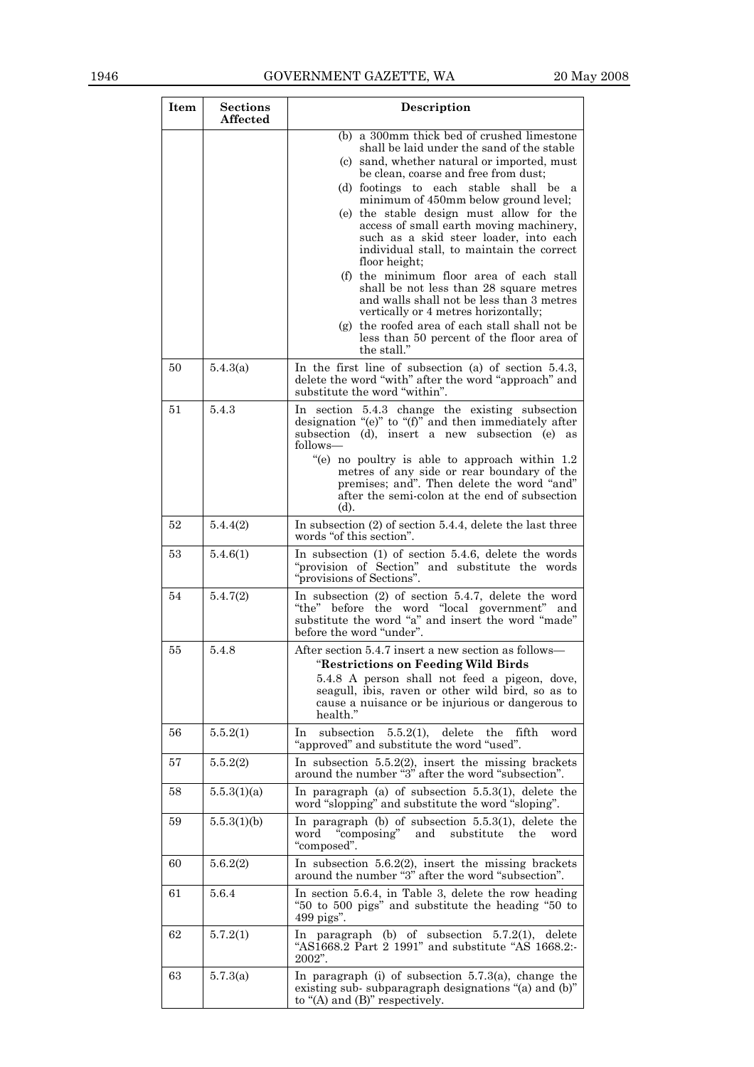| Item | Sections Affected | Description |
|---|---|---|
| | | (b) a 300mm thick bed of crushed limestone shall be laid under the sand of the stable (c) sand, whether natural or imported, must be clean, coarse and free from dust; (d) footings to each stable shall be a minimum of 450mm below ground level; (e) the stable design must allow for the access of small earth moving machinery, such as a skid steer loader, into each individual stall, to maintain the correct floor height; (f) the minimum floor area of each stall shall be not less than 28 square metres and walls shall not be less than 3 metres vertically or 4 metres horizontally; (g) the roofed area of each stall shall not be less than 50 percent of the floor area of the stall." |
| 50 | 5.4.3(a) | In the first line of subsection (a) of section 5.4.3, delete the word "with" after the word "approach" and substitute the word "within". |
| 51 | 5.4.3 | In section 5.4.3 change the existing subsection designation "(e)" to "(f)" and then immediately after subsection (d), insert a new subsection (e) as follows— "(e) no poultry is able to approach within 1.2 metres of any side or rear boundary of the premises; and". Then delete the word "and" after the semi-colon at the end of subsection (d). |
| 52 | 5.4.4(2) | In subsection (2) of section 5.4.4, delete the last three words "of this section". |
| 53 | 5.4.6(1) | In subsection (1) of section 5.4.6, delete the words "provision of Section" and substitute the words "provisions of Sections". |
| 54 | 5.4.7(2) | In subsection (2) of section 5.4.7, delete the word "the" before the word "local government" and substitute the word "a" and insert the word "made" before the word "under". |
| 55 | 5.4.8 | After section 5.4.7 insert a new section as follows— "**Restrictions on Feeding Wild Birds** 5.4.8 A person shall not feed a pigeon, dove, seagull, ibis, raven or other wild bird, so as to cause a nuisance or be injurious or dangerous to health." |
| 56 | 5.5.2(1) | In subsection 5.5.2(1), delete the fifth word "approved" and substitute the word "used". |
| 57 | 5.5.2(2) | In subsection 5.5.2(2), insert the missing brackets around the number "3" after the word "subsection". |
| 58 | 5.5.3(1)(a) | In paragraph (a) of subsection 5.5.3(1), delete the word "slopping" and substitute the word "sloping". |
| 59 | 5.5.3(1)(b) | In paragraph (b) of subsection 5.5.3(1), delete the word "composing" and substitute the word "composed". |
| 60 | 5.6.2(2) | In subsection 5.6.2(2), insert the missing brackets around the number "3" after the word "subsection". |
| 61 | 5.6.4 | In section 5.6.4, in Table 3, delete the row heading "50 to 500 pigs" and substitute the heading "50 to 499 pigs". |
| 62 | 5.7.2(1) | In paragraph (b) of subsection 5.7.2(1), delete "AS1668.2 Part 2 1991" and substitute "AS 1668.2:-2002". |
| 63 | 5.7.3(a) | In paragraph (i) of subsection 5.7.3(a), change the existing sub- subparagraph designations "(a) and (b)" to "(A) and (B)" respectively. |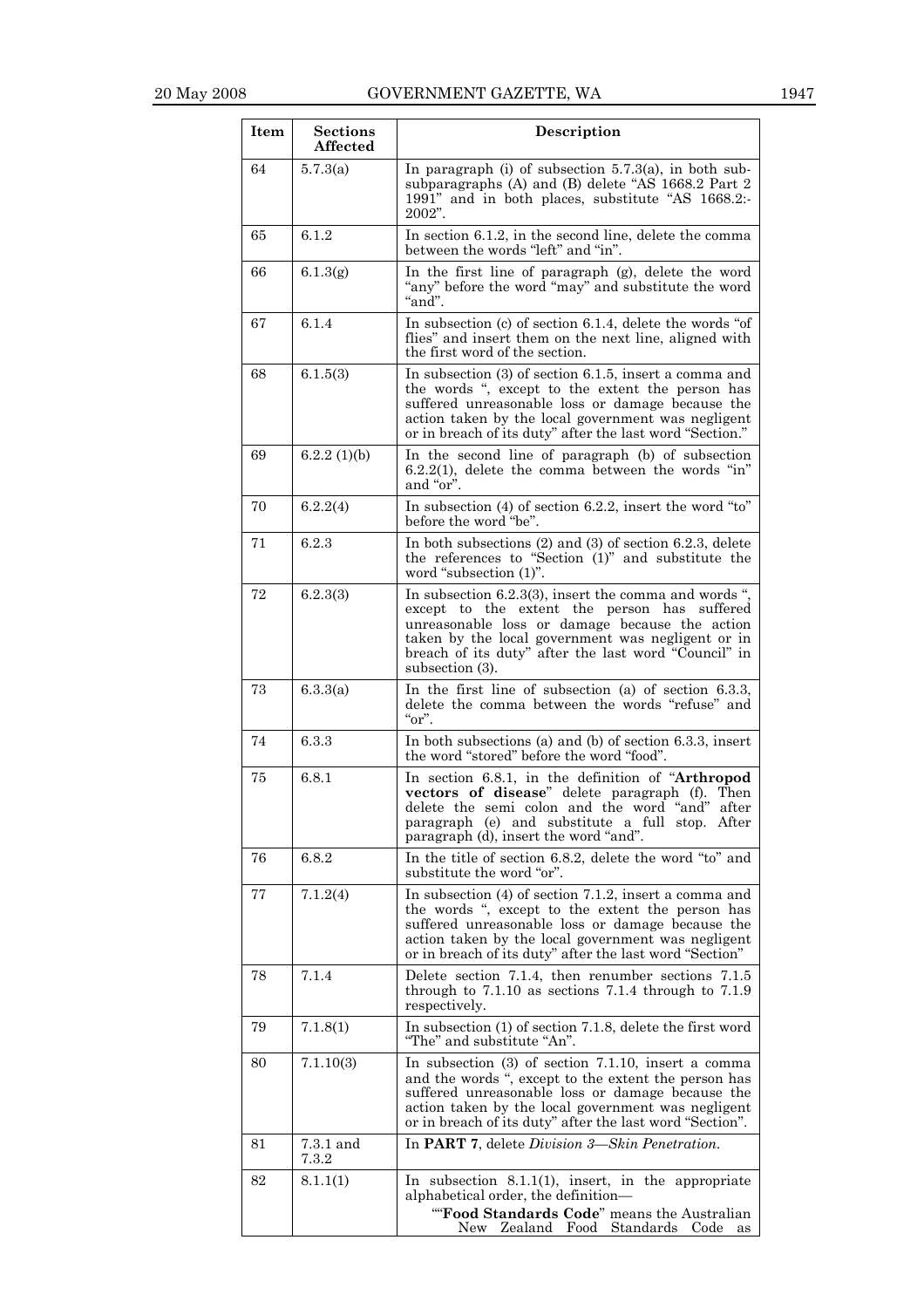| Item | Sections Affected | Description |
|---|---|---|
| 64 | 5.7.3(a) | In paragraph (i) of subsection 5.7.3(a), in both sub-subparagraphs (A) and (B) delete "AS 1668.2 Part 2 1991" and in both places, substitute "AS 1668.2:-2002". |
| 65 | 6.1.2 | In section 6.1.2, in the second line, delete the comma between the words "left" and "in". |
| 66 | 6.1.3(g) | In the first line of paragraph (g), delete the word "any" before the word "may" and substitute the word "and". |
| 67 | 6.1.4 | In subsection (c) of section 6.1.4, delete the words "of flies" and insert them on the next line, aligned with the first word of the section. |
| 68 | 6.1.5(3) | In subsection (3) of section 6.1.5, insert a comma and the words ", except to the extent the person has suffered unreasonable loss or damage because the action taken by the local government was negligent or in breach of its duty" after the last word "Section." |
| 69 | 6.2.2 (1)(b) | In the second line of paragraph (b) of subsection 6.2.2(1), delete the comma between the words "in" and "or". |
| 70 | 6.2.2(4) | In subsection (4) of section 6.2.2, insert the word "to" before the word "be". |
| 71 | 6.2.3 | In both subsections (2) and (3) of section 6.2.3, delete the references to "Section (1)" and substitute the word "subsection (1)". |
| 72 | 6.2.3(3) | In subsection 6.2.3(3), insert the comma and words ", except to the extent the person has suffered unreasonable loss or damage because the action taken by the local government was negligent or in breach of its duty" after the last word "Council" in subsection (3). |
| 73 | 6.3.3(a) | In the first line of subsection (a) of section 6.3.3, delete the comma between the words "refuse" and "or". |
| 74 | 6.3.3 | In both subsections (a) and (b) of section 6.3.3, insert the word "stored" before the word "food". |
| 75 | 6.8.1 | In section 6.8.1, in the definition of "**Arthropod vectors of disease**" delete paragraph (f). Then delete the semi colon and the word "and" after paragraph (e) and substitute a full stop. After paragraph (d), insert the word "and". |
| 76 | 6.8.2 | In the title of section 6.8.2, delete the word "to" and substitute the word "or". |
| 77 | 7.1.2(4) | In subsection (4) of section 7.1.2, insert a comma and the words ", except to the extent the person has suffered unreasonable loss or damage because the action taken by the local government was negligent or in breach of its duty" after the last word "Section" |
| 78 | 7.1.4 | Delete section 7.1.4, then renumber sections 7.1.5 through to 7.1.10 as sections 7.1.4 through to 7.1.9 respectively. |
| 79 | 7.1.8(1) | In subsection (1) of section 7.1.8, delete the first word "The" and substitute "An". |
| 80 | 7.1.10(3) | In subsection (3) of section 7.1.10, insert a comma and the words ", except to the extent the person has suffered unreasonable loss or damage because the action taken by the local government was negligent or in breach of its duty" after the last word "Section". |
| 81 | 7.3.1 and 7.3.2 | In **PART 7**, delete *Division 3—Skin Penetration*. |
| 82 | 8.1.1(1) | In subsection 8.1.1(1), insert, in the appropriate alphabetical order, the definition— ""**Food Standards Code**" means the Australian New Zealand Food Standards Code as |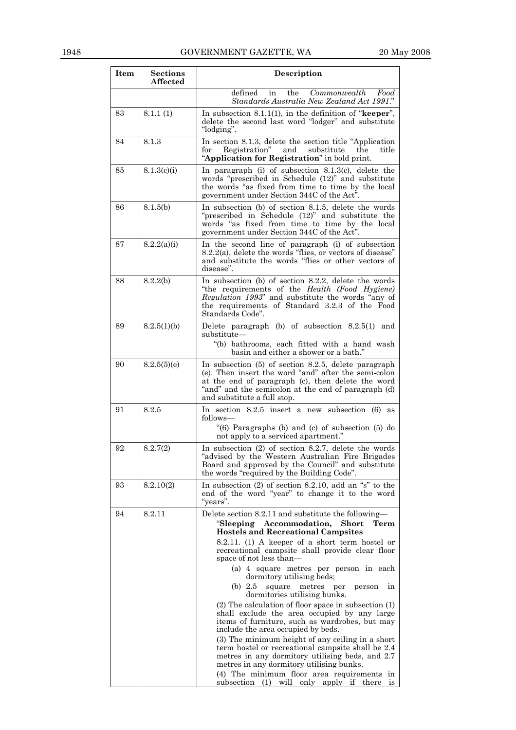| Item | Sections Affected | Description |
|---|---|---|
| | | defined in the *Commonwealth Food Standards Australia New Zealand Act 1991*." |
| 83 | 8.1.1 (1) | In subsection 8.1.1(1), in the definition of "**keeper**", delete the second last word "lodger" and substitute "lodging". |
| 84 | 8.1.3 | In section 8.1.3, delete the section title "Application for Registration" and substitute the title "**Application for Registration**" in bold print. |
| 85 | 8.1.3(c)(i) | In paragraph (i) of subsection 8.1.3(c), delete the words "prescribed in Schedule (12)" and substitute the words "as fixed from time to time by the local government under Section 344C of the Act". |
| 86 | 8.1.5(b) | In subsection (b) of section 8.1.5, delete the words "prescribed in Schedule (12)" and substitute the words "as fixed from time to time by the local government under Section 344C of the Act". |
| 87 | 8.2.2(a)(i) | In the second line of paragraph (i) of subsection 8.2.2(a), delete the words "flies, or vectors of disease" and substitute the words "flies or other vectors of disease". |
| 88 | 8.2.2(b) | In subsection (b) of section 8.2.2, delete the words "the requirements of the *Health (Food Hygiene) Regulation 1993*" and substitute the words "any of the requirements of Standard 3.2.3 of the Food Standards Code". |
| 89 | 8.2.5(1)(b) | Delete paragraph (b) of subsection 8.2.5(1) and substitute— "(b) bathrooms, each fitted with a hand wash basin and either a shower or a bath." |
| 90 | 8.2.5(5)(e) | In subsection (5) of section 8.2.5, delete paragraph (e). Then insert the word "and" after the semi-colon at the end of paragraph (c), then delete the word "and" and the semicolon at the end of paragraph (d) and substitute a full stop. |
| 91 | 8.2.5 | In section 8.2.5 insert a new subsection (6) as follows— "(6) Paragraphs (b) and (c) of subsection (5) do not apply to a serviced apartment." |
| 92 | 8.2.7(2) | In subsection (2) of section 8.2.7, delete the words "advised by the Western Australian Fire Brigades Board and approved by the Council" and substitute the words "required by the Building Code". |
| 93 | 8.2.10(2) | In subsection (2) of section 8.2.10, add an "s" to the end of the word "year" to change it to the word "years". |
| 94 | 8.2.11 | Delete section 8.2.11 and substitute the following— "**Sleeping Accommodation, Short Term Hostels and Recreational Campsites** 8.2.11. (1) A keeper of a short term hostel or recreational campsite shall provide clear floor space of not less than— (a) 4 square metres per person in each dormitory utilising beds; (b) 2.5 square metres per person in dormitories utilising bunks. (2) The calculation of floor space in subsection (1) shall exclude the area occupied by any large items of furniture, such as wardrobes, but may include the area occupied by beds. (3) The minimum height of any ceiling in a short term hostel or recreational campsite shall be 2.4 metres in any dormitory utilising beds, and 2.7 metres in any dormitory utilising bunks. (4) The minimum floor area requirements in subsection (1) will only apply if there is |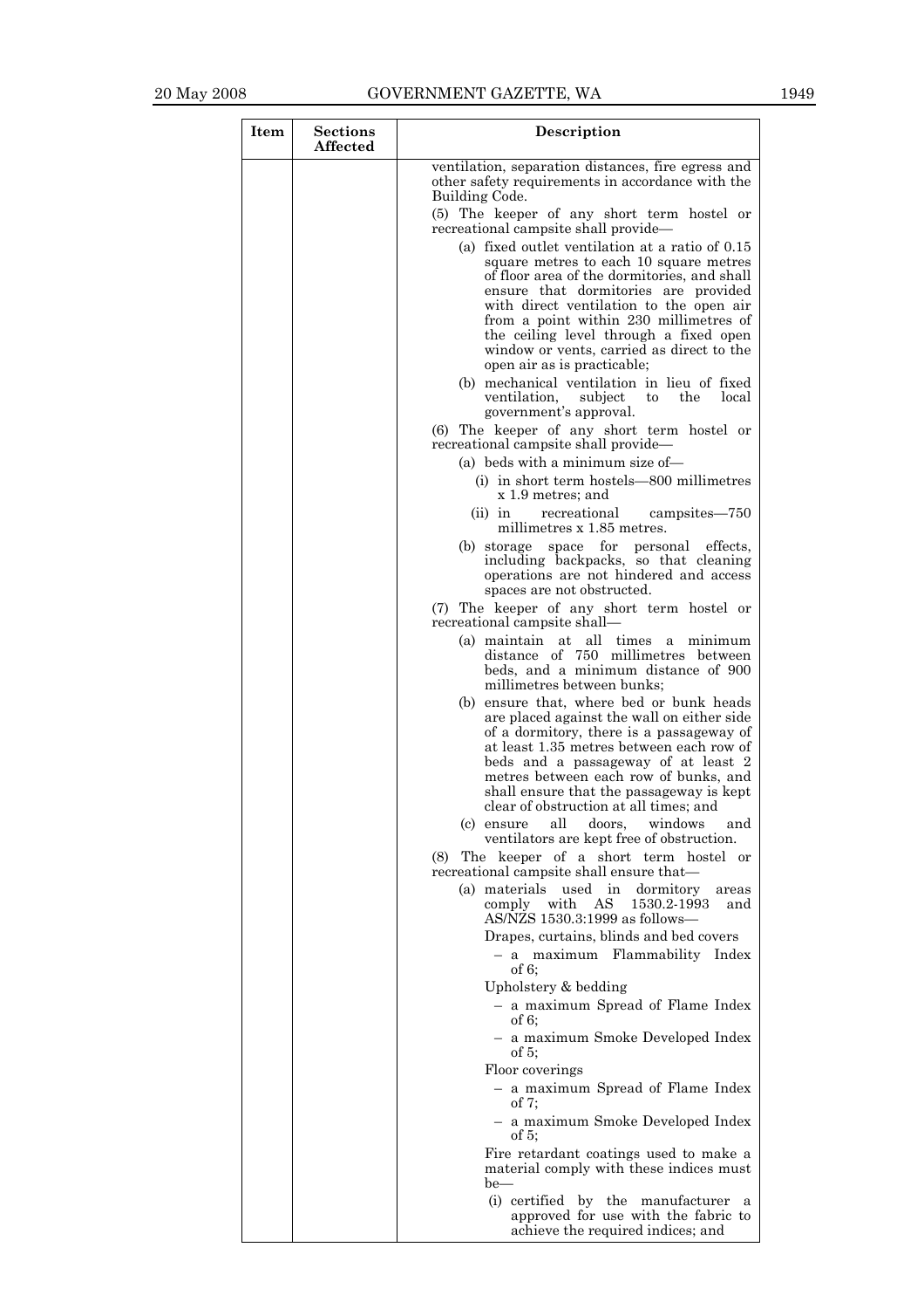| Item | Sections Affected | Description |
|---|---|---|
| | | ventilation, separation distances, fire egress and other safety requirements in accordance with the Building Code.<br><br>(5) The keeper of any short term hostel or recreational campsite shall provide—<br><br>(a) fixed outlet ventilation at a ratio of 0.15 square metres to each 10 square metres of floor area of the dormitories, and shall ensure that dormitories are provided with direct ventilation to the open air from a point within 230 millimetres of the ceiling level through a fixed open window or vents, carried as direct to the open air as is practicable;<br><br>(b) mechanical ventilation in lieu of fixed ventilation, subject to the local government's approval.<br><br>(6) The keeper of any short term hostel or recreational campsite shall provide—<br><br>(a) beds with a minimum size of—<br><br>(i) in short term hostels—800 millimetres x 1.9 metres; and<br><br>(ii) in recreational campsites—750 millimetres x 1.85 metres.<br><br>(b) storage space for personal effects, including backpacks, so that cleaning operations are not hindered and access spaces are not obstructed.<br><br>(7) The keeper of any short term hostel or recreational campsite shall—<br><br>(a) maintain at all times a minimum distance of 750 millimetres between beds, and a minimum distance of 900 millimetres between bunks;<br><br>(b) ensure that, where bed or bunk heads are placed against the wall on either side of a dormitory, there is a passageway of at least 1.35 metres between each row of beds and a passageway of at least 2 metres between each row of bunks, and shall ensure that the passageway is kept clear of obstruction at all times; and<br><br>(c) ensure all doors, windows and ventilators are kept free of obstruction.<br><br>(8) The keeper of a short term hostel or recreational campsite shall ensure that—<br><br>(a) materials used in dormitory areas comply with AS 1530.2-1993 and AS/NZS 1530.3:1999 as follows—<br><br>Drapes, curtains, blinds and bed covers<br><br>– a maximum Flammability Index of 6;<br><br>Upholstery & bedding<br><br>– a maximum Spread of Flame Index of 6;<br><br>– a maximum Smoke Developed Index of 5;<br><br>Floor coverings<br><br>– a maximum Spread of Flame Index of 7;<br><br>– a maximum Smoke Developed Index of 5;<br><br>Fire retardant coatings used to make a material comply with these indices must be—<br><br>(i) certified by the manufacturer a approved for use with the fabric to achieve the required indices; and |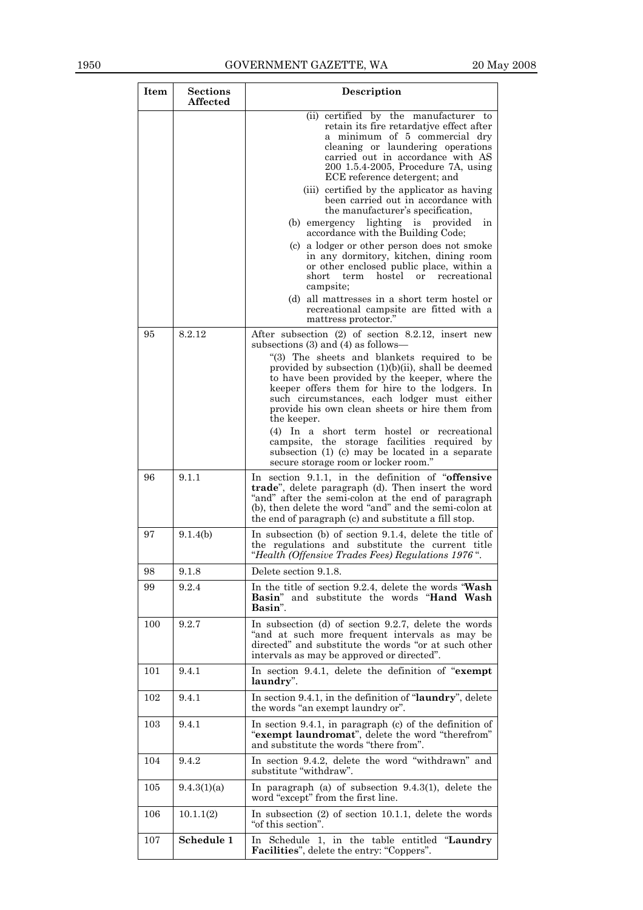| Item | Sections Affected | Description |
|---|---|---|
| | | (ii) certified by the manufacturer to retain its fire retardatjve effect after a minimum of 5 commercial dry cleaning or laundering operations carried out in accordance with AS 200 1.5.4-2005, Procedure 7A, using ECE reference detergent; and<br>(iii) certified by the applicator as having been carried out in accordance with the manufacturer's specification,<br>(b) emergency lighting is provided in accordance with the Building Code;<br>(c) a lodger or other person does not smoke in any dormitory, kitchen, dining room or other enclosed public place, within a short term hostel or recreational campsite;<br>(d) all mattresses in a short term hostel or recreational campsite are fitted with a mattress protector." |
| 95 | 8.2.12 | After subsection (2) of section 8.2.12, insert new subsections (3) and (4) as follows—<br>"(3) The sheets and blankets required to be provided by subsection (1)(b)(ii), shall be deemed to have been provided by the keeper, where the keeper offers them for hire to the lodgers. In such circumstances, each lodger must either provide his own clean sheets or hire them from the keeper.<br>(4) In a short term hostel or recreational campsite, the storage facilities required by subsection (1) (c) may be located in a separate secure storage room or locker room." |
| 96 | 9.1.1 | In section 9.1.1, in the definition of "**offensive trade**", delete paragraph (d). Then insert the word "and" after the semi-colon at the end of paragraph (b), then delete the word "and" and the semi-colon at the end of paragraph (c) and substitute a fill stop. |
| 97 | 9.1.4(b) | In subsection (b) of section 9.1.4, delete the title of the regulations and substitute the current title "*Health (Offensive Trades Fees) Regulations 1976* ". |
| 98 | 9.1.8 | Delete section 9.1.8. |
| 99 | 9.2.4 | In the title of section 9.2.4, delete the words "**Wash Basin**" and substitute the words "**Hand Wash Basin**". |
| 100 | 9.2.7 | In subsection (d) of section 9.2.7, delete the words "and at such more frequent intervals as may be directed" and substitute the words "or at such other intervals as may be approved or directed". |
| 101 | 9.4.1 | In section 9.4.1, delete the definition of "**exempt laundry**". |
| 102 | 9.4.1 | In section 9.4.1, in the definition of "**laundry**", delete the words "an exempt laundry or". |
| 103 | 9.4.1 | In section 9.4.1, in paragraph (c) of the definition of "**exempt laundromat**", delete the word "therefrom" and substitute the words "there from". |
| 104 | 9.4.2 | In section 9.4.2, delete the word "withdrawn" and substitute "withdraw". |
| 105 | 9.4.3(1)(a) | In paragraph (a) of subsection 9.4.3(1), delete the word "except" from the first line. |
| 106 | 10.1.1(2) | In subsection (2) of section 10.1.1, delete the words "of this section". |
| 107 | **Schedule 1** | In Schedule 1, in the table entitled "**Laundry Facilities**", delete the entry: "Coppers". |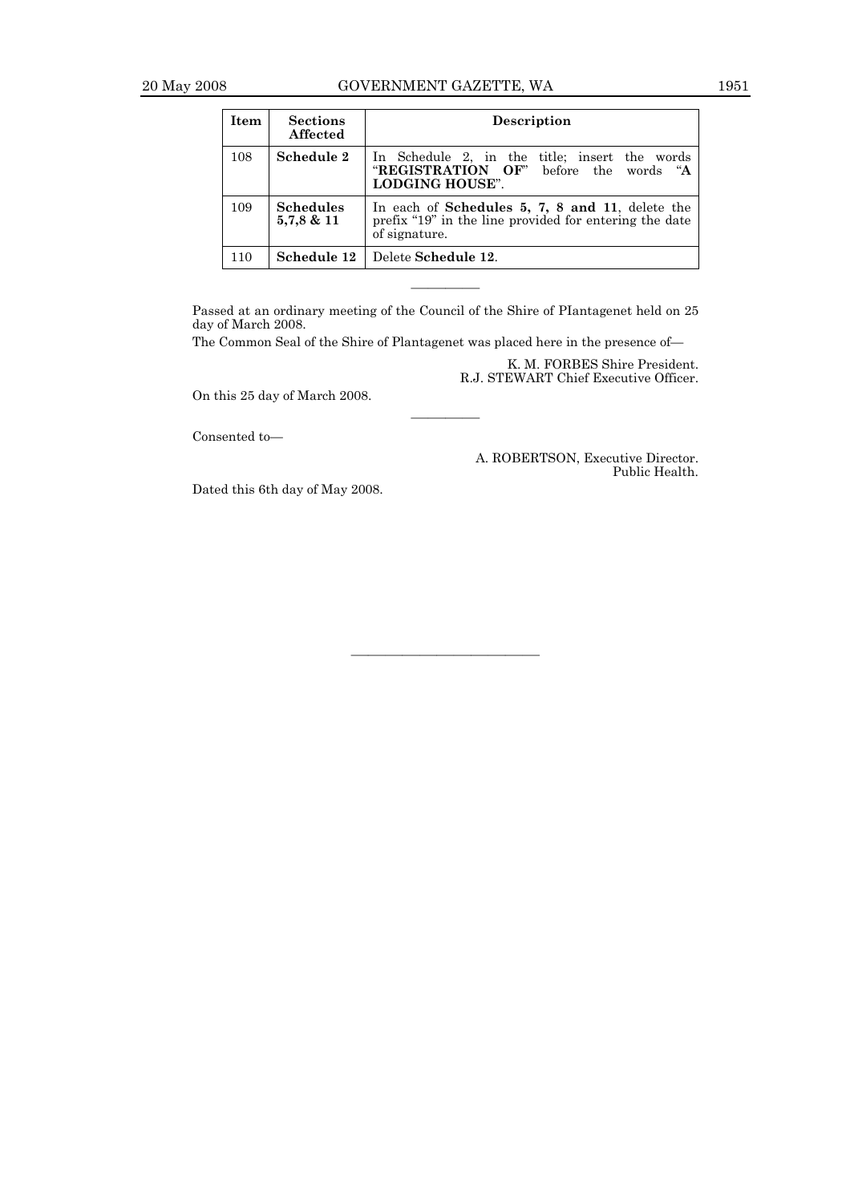| Item | Sections Affected | Description |
|---|---|---|
| 108 | **Schedule 2** | In Schedule 2, in the title; insert the words "**REGISTRATION OF**" before the words "**A LODGING HOUSE**". |
| 109 | **Schedules 5,7,8 & 11** | In each of **Schedules 5, 7, 8 and 11**, delete the prefix "19" in the line provided for entering the date of signature. |
| 110 | **Schedule 12** | Delete **Schedule 12**. |

———————

Passed at an ordinary meeting of the Council of the Shire of PIantagenet held on 25 day of March 2008.

The Common Seal of the Shire of Plantagenet was placed here in the presence of—

K. M. FORBES Shire President.
R.J. STEWART Chief Executive Officer.

On this 25 day of March 2008.

———————

Consented to—

A. ROBERTSON, Executive Director.
Public Health.

Dated this 6th day of May 2008.

———————————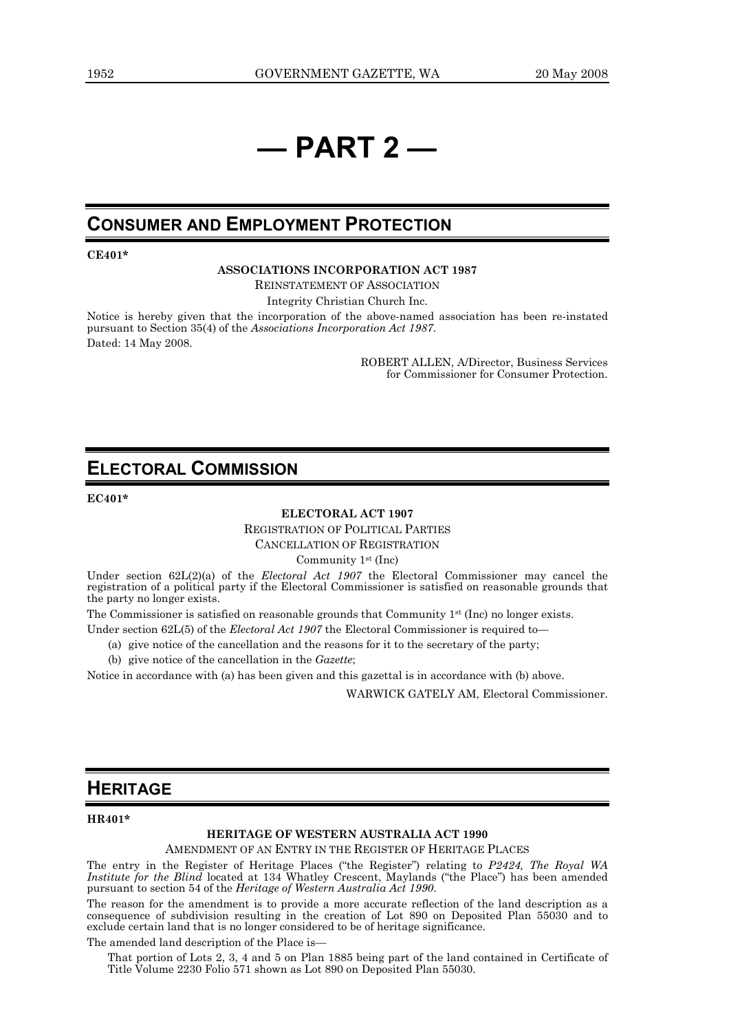# — PART 2 —

## CONSUMER AND EMPLOYMENT PROTECTION

**CE401***

**ASSOCIATIONS INCORPORATION ACT 1987**

REINSTATEMENT OF ASSOCIATION

Integrity Christian Church Inc.

Notice is hereby given that the incorporation of the above-named association has been re-instated pursuant to Section 35(4) of the *Associations Incorporation Act 1987*.

Dated: 14 May 2008.

ROBERT ALLEN, A/Director, Business Services
for Commissioner for Consumer Protection.

## ELECTORAL COMMISSION

**EC401***

**ELECTORAL ACT 1907**

REGISTRATION OF POLITICAL PARTIES

CANCELLATION OF REGISTRATION

Community 1st (Inc)

Under section 62L(2)(a) of the *Electoral Act 1907* the Electoral Commissioner may cancel the registration of a political party if the Electoral Commissioner is satisfied on reasonable grounds that the party no longer exists.

The Commissioner is satisfied on reasonable grounds that Community 1st (Inc) no longer exists.

Under section 62L(5) of the *Electoral Act 1907* the Electoral Commissioner is required to—

(a) give notice of the cancellation and the reasons for it to the secretary of the party;

(b) give notice of the cancellation in the *Gazette*;

Notice in accordance with (a) has been given and this gazettal is in accordance with (b) above.

WARWICK GATELY AM, Electoral Commissioner.

## HERITAGE

**HR401***

**HERITAGE OF WESTERN AUSTRALIA ACT 1990**

AMENDMENT OF AN ENTRY IN THE REGISTER OF HERITAGE PLACES

The entry in the Register of Heritage Places ("the Register") relating to *P2424, The Royal WA Institute for the Blind* located at 134 Whatley Crescent, Maylands ("the Place") has been amended pursuant to section 54 of the *Heritage of Western Australia Act 1990*.

The reason for the amendment is to provide a more accurate reflection of the land description as a consequence of subdivision resulting in the creation of Lot 890 on Deposited Plan 55030 and to exclude certain land that is no longer considered to be of heritage significance.

The amended land description of the Place is—

That portion of Lots 2, 3, 4 and 5 on Plan 1885 being part of the land contained in Certificate of Title Volume 2230 Folio 571 shown as Lot 890 on Deposited Plan 55030.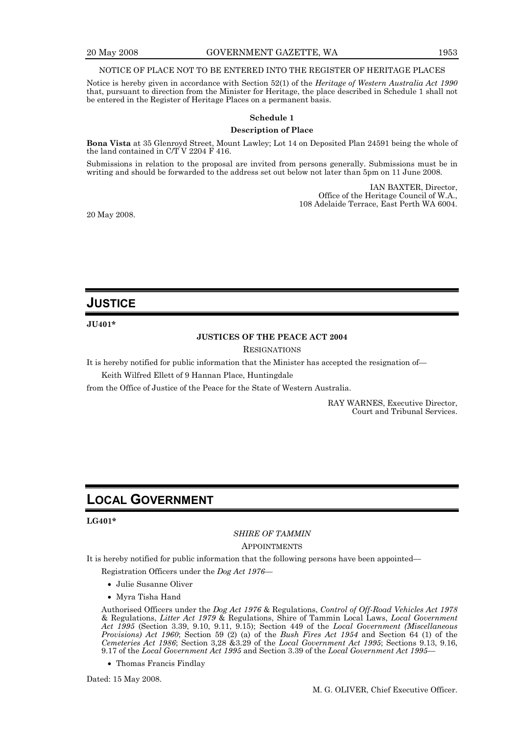NOTICE OF PLACE NOT TO BE ENTERED INTO THE REGISTER OF HERITAGE PLACES

Notice is hereby given in accordance with Section 52(1) of the *Heritage of Western Australia Act 1990* that, pursuant to direction from the Minister for Heritage, the place described in Schedule 1 shall not be entered in the Register of Heritage Places on a permanent basis.

**Schedule 1**

**Description of Place**

**Bona Vista** at 35 Glenroyd Street, Mount Lawley; Lot 14 on Deposited Plan 24591 being the whole of the land contained in C/T V 2204 F 416.

Submissions in relation to the proposal are invited from persons generally. Submissions must be in writing and should be forwarded to the address set out below not later than 5pm on 11 June 2008.

IAN BAXTER, Director,
Office of the Heritage Council of W.A.,
108 Adelaide Terrace, East Perth WA 6004.

20 May 2008.

# JUSTICE

**JU401***

**JUSTICES OF THE PEACE ACT 2004**

RESIGNATIONS

It is hereby notified for public information that the Minister has accepted the resignation of—

Keith Wilfred Ellett of 9 Hannan Place, Huntingdale

from the Office of Justice of the Peace for the State of Western Australia.

RAY WARNES, Executive Director,
Court and Tribunal Services.

# LOCAL GOVERNMENT

**LG401***

*SHIRE OF TAMMIN*

APPOINTMENTS

It is hereby notified for public information that the following persons have been appointed—

Registration Officers under the *Dog Act 1976*—

- Julie Susanne Oliver
- Myra Tisha Hand

Authorised Officers under the *Dog Act 1976* & Regulations, *Control of Off-Road Vehicles Act 1978* & Regulations, *Litter Act 1979* & Regulations, Shire of Tammin Local Laws, *Local Government Act 1995* (Section 3.39, 9.10, 9.11, 9.15); Section 449 of the *Local Government (Miscellaneous Provisions) Act 1960*; Section 59 (2) (a) of the *Bush Fires Act 1954* and Section 64 (1) of the *Cemeteries Act 1986*; Section 3,28 &3.29 of the *Local Government Act 1995*; Sections 9.13, 9.16, 9.17 of the *Local Government Act 1995* and Section 3.39 of the *Local Government Act 1995*—

- Thomas Francis Findlay

Dated: 15 May 2008.

M. G. OLIVER, Chief Executive Officer.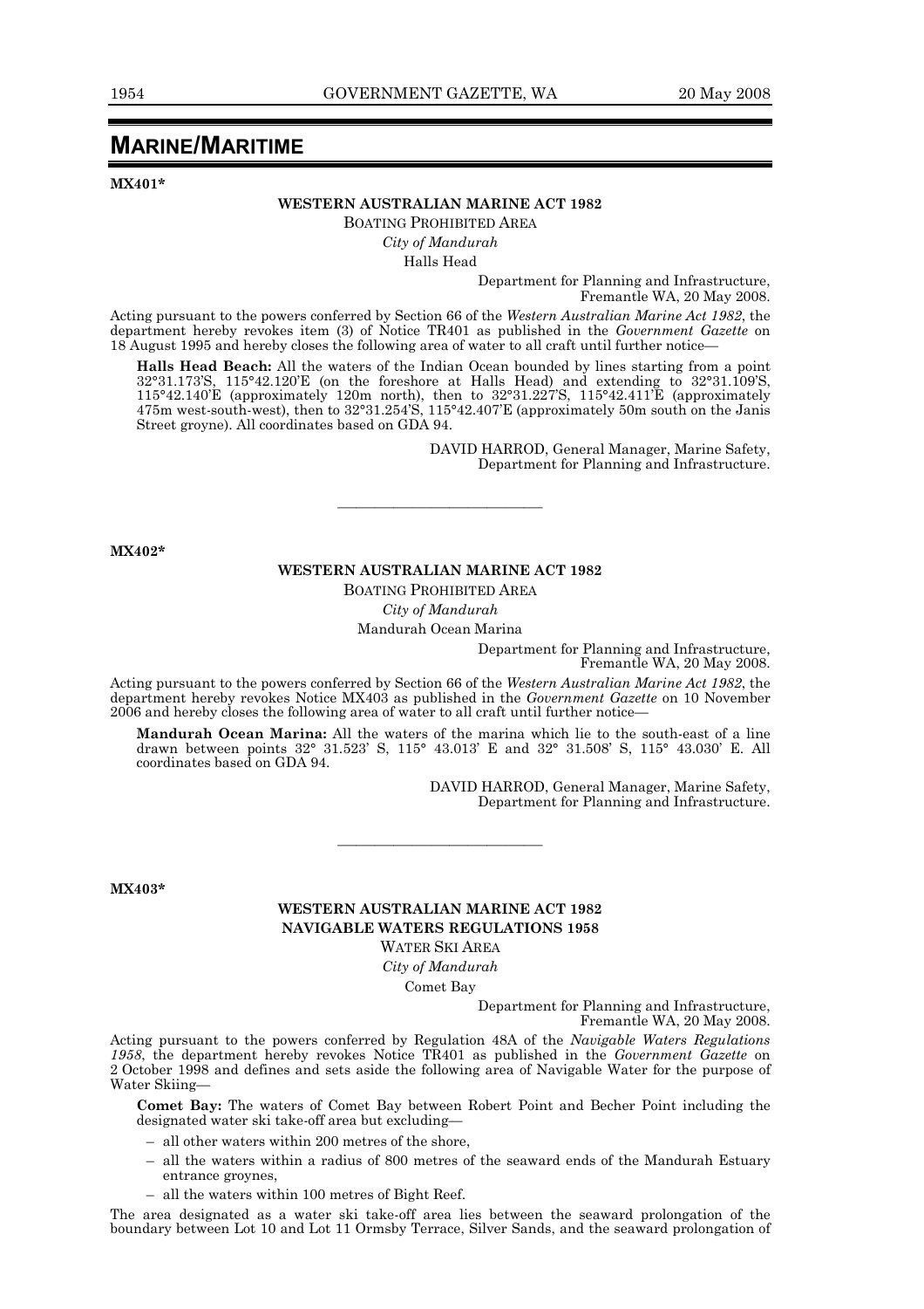# MARINE/MARITIME

**MX401***

**WESTERN AUSTRALIAN MARINE ACT 1982**

BOATING PROHIBITED AREA

*City of Mandurah*

Halls Head

Department for Planning and Infrastructure,
Fremantle WA, 20 May 2008.

Acting pursuant to the powers conferred by Section 66 of the *Western Australian Marine Act 1982*, the department hereby revokes item (3) of Notice TR401 as published in the *Government Gazette* on 18 August 1995 and hereby closes the following area of water to all craft until further notice—

**Halls Head Beach:** All the waters of the Indian Ocean bounded by lines starting from a point 32°31.173'S, 115°42.120'E (on the foreshore at Halls Head) and extending to 32°31.109'S, 115°42.140'E (approximately 120m north), then to 32°31.227'S, 115°42.411'E (approximately 475m west-south-west), then to 32°31.254'S, 115°42.407'E (approximately 50m south on the Janis Street groyne). All coordinates based on GDA 94.

DAVID HARROD, General Manager, Marine Safety,
Department for Planning and Infrastructure.

---

**MX402***

**WESTERN AUSTRALIAN MARINE ACT 1982**

BOATING PROHIBITED AREA

*City of Mandurah*

Mandurah Ocean Marina

Department for Planning and Infrastructure,
Fremantle WA, 20 May 2008.

Acting pursuant to the powers conferred by Section 66 of the *Western Australian Marine Act 1982*, the department hereby revokes Notice MX403 as published in the *Government Gazette* on 10 November 2006 and hereby closes the following area of water to all craft until further notice—

**Mandurah Ocean Marina:** All the waters of the marina which lie to the south-east of a line drawn between points 32° 31.523' S, 115° 43.013' E and 32° 31.508' S, 115° 43.030' E. All coordinates based on GDA 94.

DAVID HARROD, General Manager, Marine Safety,
Department for Planning and Infrastructure.

---

**MX403***

**WESTERN AUSTRALIAN MARINE ACT 1982**
**NAVIGABLE WATERS REGULATIONS 1958**

WATER SKI AREA

*City of Mandurah*

Comet Bay

Department for Planning and Infrastructure,
Fremantle WA, 20 May 2008.

Acting pursuant to the powers conferred by Regulation 48A of the *Navigable Waters Regulations 1958*, the department hereby revokes Notice TR401 as published in the *Government Gazette* on 2 October 1998 and defines and sets aside the following area of Navigable Water for the purpose of Water Skiing—

**Comet Bay:** The waters of Comet Bay between Robert Point and Becher Point including the designated water ski take-off area but excluding—

- all other waters within 200 metres of the shore,
- all the waters within a radius of 800 metres of the seaward ends of the Mandurah Estuary entrance groynes,
- all the waters within 100 metres of Bight Reef.

The area designated as a water ski take-off area lies between the seaward prolongation of the boundary between Lot 10 and Lot 11 Ormsby Terrace, Silver Sands, and the seaward prolongation of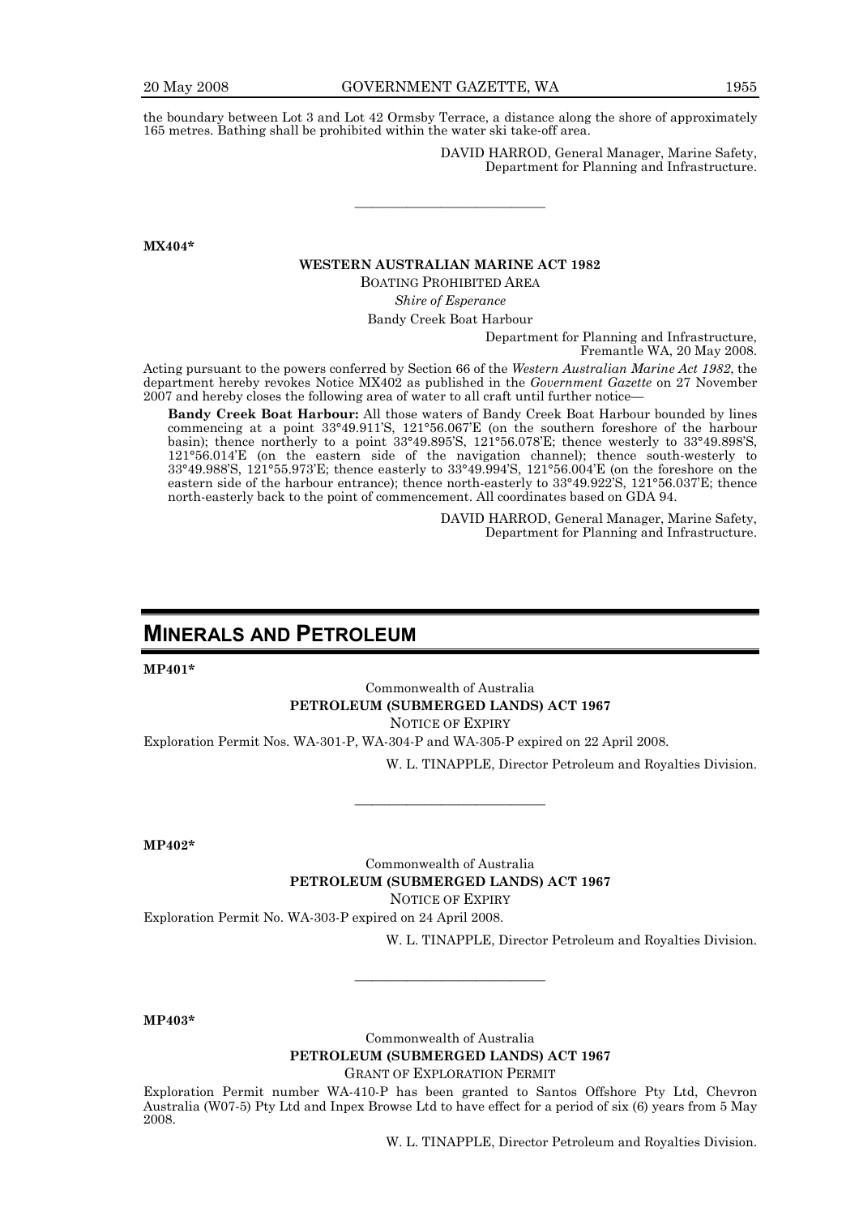the boundary between Lot 3 and Lot 42 Ormsby Terrace, a distance along the shore of approximately 165 metres. Bathing shall be prohibited within the water ski take-off area.

DAVID HARROD, General Manager, Marine Safety,
Department for Planning and Infrastructure.

---

**MX404***

**WESTERN AUSTRALIAN MARINE ACT 1982**

BOATING PROHIBITED AREA

*Shire of Esperance*

Bandy Creek Boat Harbour

Department for Planning and Infrastructure,
Fremantle WA, 20 May 2008.

Acting pursuant to the powers conferred by Section 66 of the *Western Australian Marine Act 1982*, the department hereby revokes Notice MX402 as published in the *Government Gazette* on 27 November 2007 and hereby closes the following area of water to all craft until further notice—

**Bandy Creek Boat Harbour:** All those waters of Bandy Creek Boat Harbour bounded by lines commencing at a point 33°49.911'S, 121°56.067'E (on the southern foreshore of the harbour basin); thence northerly to a point 33°49.895'S, 121°56.078'E; thence westerly to 33°49.898'S, 121°56.014'E (on the eastern side of the navigation channel); thence south-westerly to 33°49.988'S, 121°55.973'E; thence easterly to 33°49.994'S, 121°56.004'E (on the foreshore on the eastern side of the harbour entrance); thence north-easterly to 33°49.922'S, 121°56.037'E; thence north-easterly back to the point of commencement. All coordinates based on GDA 94.

DAVID HARROD, General Manager, Marine Safety,
Department for Planning and Infrastructure.

# MINERALS AND PETROLEUM

**MP401***

Commonwealth of Australia

**PETROLEUM (SUBMERGED LANDS) ACT 1967**

NOTICE OF EXPIRY

Exploration Permit Nos. WA-301-P, WA-304-P and WA-305-P expired on 22 April 2008.

W. L. TINAPPLE, Director Petroleum and Royalties Division.

---

**MP402***

Commonwealth of Australia

**PETROLEUM (SUBMERGED LANDS) ACT 1967**

NOTICE OF EXPIRY

Exploration Permit No. WA-303-P expired on 24 April 2008.

W. L. TINAPPLE, Director Petroleum and Royalties Division.

---

**MP403***

Commonwealth of Australia

**PETROLEUM (SUBMERGED LANDS) ACT 1967**

GRANT OF EXPLORATION PERMIT

Exploration Permit number WA-410-P has been granted to Santos Offshore Pty Ltd, Chevron Australia (W07-5) Pty Ltd and Inpex Browse Ltd to have effect for a period of six (6) years from 5 May 2008.

W. L. TINAPPLE, Director Petroleum and Royalties Division.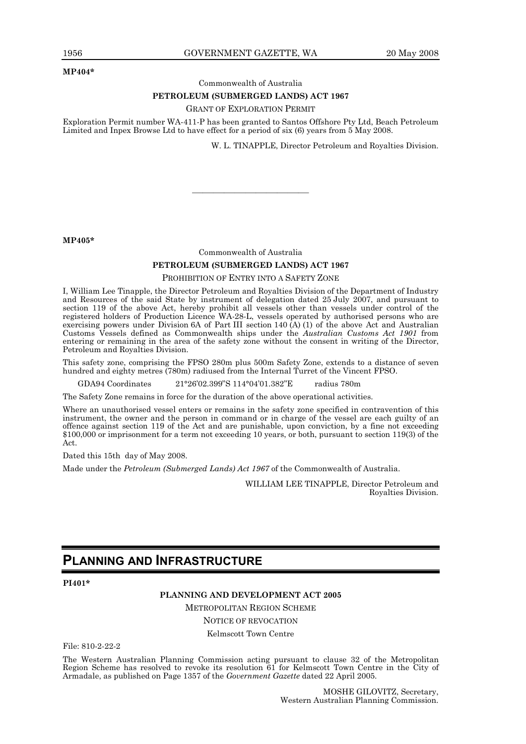**MP404***

Commonwealth of Australia

**PETROLEUM (SUBMERGED LANDS) ACT 1967**

GRANT OF EXPLORATION PERMIT

Exploration Permit number WA-411-P has been granted to Santos Offshore Pty Ltd, Beach Petroleum Limited and Inpex Browse Ltd to have effect for a period of six (6) years from 5 May 2008.

W. L. TINAPPLE, Director Petroleum and Royalties Division.

---

**MP405***

Commonwealth of Australia

**PETROLEUM (SUBMERGED LANDS) ACT 1967**

PROHIBITION OF ENTRY INTO A SAFETY ZONE

I, William Lee Tinapple, the Director Petroleum and Royalties Division of the Department of Industry and Resources of the said State by instrument of delegation dated 25 July 2007, and pursuant to section 119 of the above Act, hereby prohibit all vessels other than vessels under control of the registered holders of Production Licence WA-28-L, vessels operated by authorised persons who are exercising powers under Division 6A of Part III section 140 (A) (1) of the above Act and Australian Customs Vessels defined as Commonwealth ships under the *Australian Customs Act 1901* from entering or remaining in the area of the safety zone without the consent in writing of the Director, Petroleum and Royalties Division.

This safety zone, comprising the FPSO 280m plus 500m Safety Zone, extends to a distance of seven hundred and eighty metres (780m) radiused from the Internal Turret of the Vincent FPSO.

GDA94 Coordinates 21°26'02.399"S 114°04'01.382"E radius 780m

The Safety Zone remains in force for the duration of the above operational activities.

Where an unauthorised vessel enters or remains in the safety zone specified in contravention of this instrument, the owner and the person in command or in charge of the vessel are each guilty of an offence against section 119 of the Act and are punishable, upon conviction, by a fine not exceeding $100,000 or imprisonment for a term not exceeding 10 years, or both, pursuant to section 119(3) of the Act.

Dated this 15th day of May 2008.

Made under the *Petroleum (Submerged Lands) Act 1967* of the Commonwealth of Australia.

WILLIAM LEE TINAPPLE, Director Petroleum and Royalties Division.

# PLANNING AND INFRASTRUCTURE

**PI401***

**PLANNING AND DEVELOPMENT ACT 2005**

METROPOLITAN REGION SCHEME

NOTICE OF REVOCATION

Kelmscott Town Centre

File: 810-2-22-2

The Western Australian Planning Commission acting pursuant to clause 32 of the Metropolitan Region Scheme has resolved to revoke its resolution 61 for Kelmscott Town Centre in the City of Armadale, as published on Page 1357 of the *Government Gazette* dated 22 April 2005.

MOSHE GILOVITZ, Secretary,
Western Australian Planning Commission.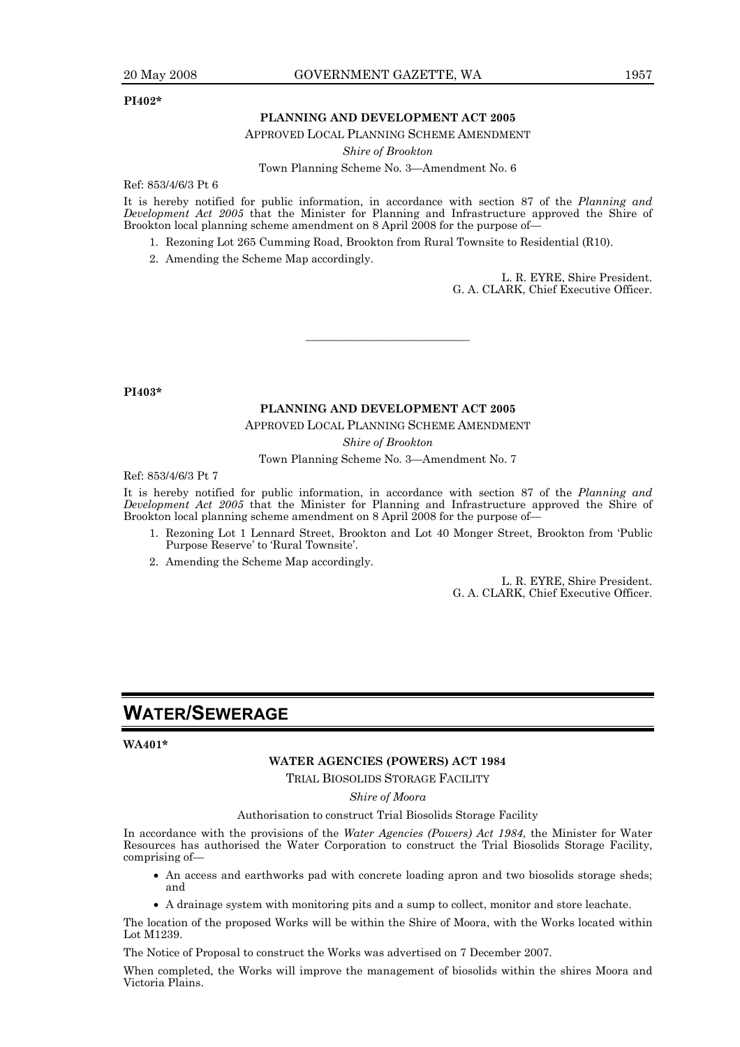**PI402***

**PLANNING AND DEVELOPMENT ACT 2005**

APPROVED LOCAL PLANNING SCHEME AMENDMENT

*Shire of Brookton*

Town Planning Scheme No. 3—Amendment No. 6

Ref: 853/4/6/3 Pt 6

It is hereby notified for public information, in accordance with section 87 of the *Planning and Development Act 2005* that the Minister for Planning and Infrastructure approved the Shire of Brookton local planning scheme amendment on 8 April 2008 for the purpose of—

1. Rezoning Lot 265 Cumming Road, Brookton from Rural Townsite to Residential (R10).
2. Amending the Scheme Map accordingly.

L. R. EYRE, Shire President.
G. A. CLARK, Chief Executive Officer.

---

**PI403***

**PLANNING AND DEVELOPMENT ACT 2005**

APPROVED LOCAL PLANNING SCHEME AMENDMENT

*Shire of Brookton*

Town Planning Scheme No. 3—Amendment No. 7

Ref: 853/4/6/3 Pt 7

It is hereby notified for public information, in accordance with section 87 of the *Planning and Development Act 2005* that the Minister for Planning and Infrastructure approved the Shire of Brookton local planning scheme amendment on 8 April 2008 for the purpose of—

1. Rezoning Lot 1 Lennard Street, Brookton and Lot 40 Monger Street, Brookton from 'Public Purpose Reserve' to 'Rural Townsite'.
2. Amending the Scheme Map accordingly.

L. R. EYRE, Shire President.
G. A. CLARK, Chief Executive Officer.

# WATER/SEWERAGE

**WA401***

**WATER AGENCIES (POWERS) ACT 1984**

TRIAL BIOSOLIDS STORAGE FACILITY

*Shire of Moora*

Authorisation to construct Trial Biosolids Storage Facility

In accordance with the provisions of the *Water Agencies (Powers) Act 1984*, the Minister for Water Resources has authorised the Water Corporation to construct the Trial Biosolids Storage Facility, comprising of—

- An access and earthworks pad with concrete loading apron and two biosolids storage sheds; and
- A drainage system with monitoring pits and a sump to collect, monitor and store leachate.

The location of the proposed Works will be within the Shire of Moora, with the Works located within Lot M1239.

The Notice of Proposal to construct the Works was advertised on 7 December 2007.

When completed, the Works will improve the management of biosolids within the shires Moora and Victoria Plains.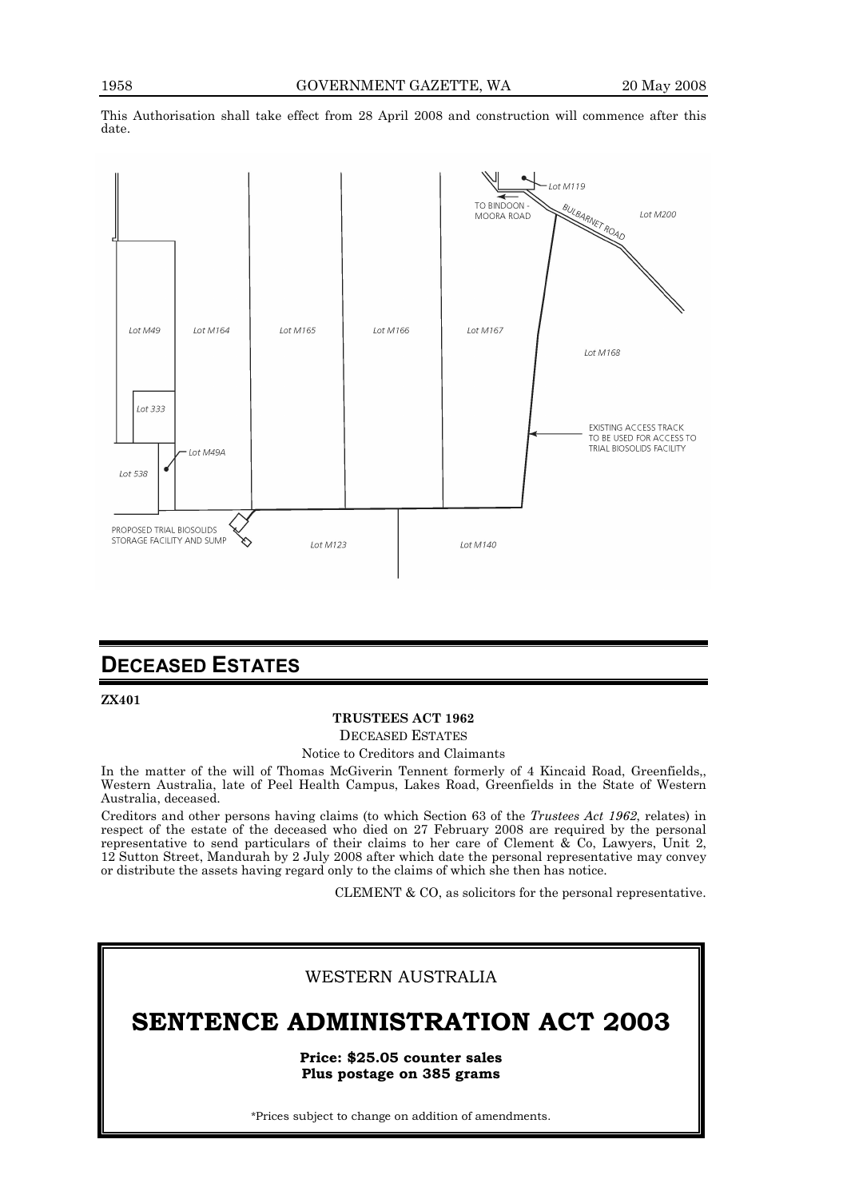This Authorisation shall take effect from 28 April 2008 and construction will commence after this date.

Lot M119
TO BINDOON - MOORA ROAD
BULBARNET ROAD
Lot M200
Lot M49
Lot M164
Lot M165
Lot M166
Lot M167
Lot M168
Lot 333
EXISTING ACCESS TRACK TO BE USED FOR ACCESS TO TRIAL BIOSOLIDS FACILITY
Lot M49A
Lot 538
PROPOSED TRIAL BIOSOLIDS STORAGE FACILITY AND SUMP
Lot M123
Lot M140

## DECEASED ESTATES

**ZX401**

**TRUSTEES ACT 1962**

DECEASED ESTATES

Notice to Creditors and Claimants

In the matter of the will of Thomas McGiverin Tennent formerly of 4 Kincaid Road, Greenfields,, Western Australia, late of Peel Health Campus, Lakes Road, Greenfields in the State of Western Australia, deceased.

Creditors and other persons having claims (to which Section 63 of the *Trustees Act 1962*, relates) in respect of the estate of the deceased who died on 27 February 2008 are required by the personal representative to send particulars of their claims to her care of Clement & Co, Lawyers, Unit 2, 12 Sutton Street, Mandurah by 2 July 2008 after which date the personal representative may convey or distribute the assets having regard only to the claims of which she then has notice.

CLEMENT & CO, as solicitors for the personal representative.

WESTERN AUSTRALIA

# SENTENCE ADMINISTRATION ACT 2003

**Price: $25.05 counter sales**
**Plus postage on 385 grams**

*Prices subject to change on addition of amendments.